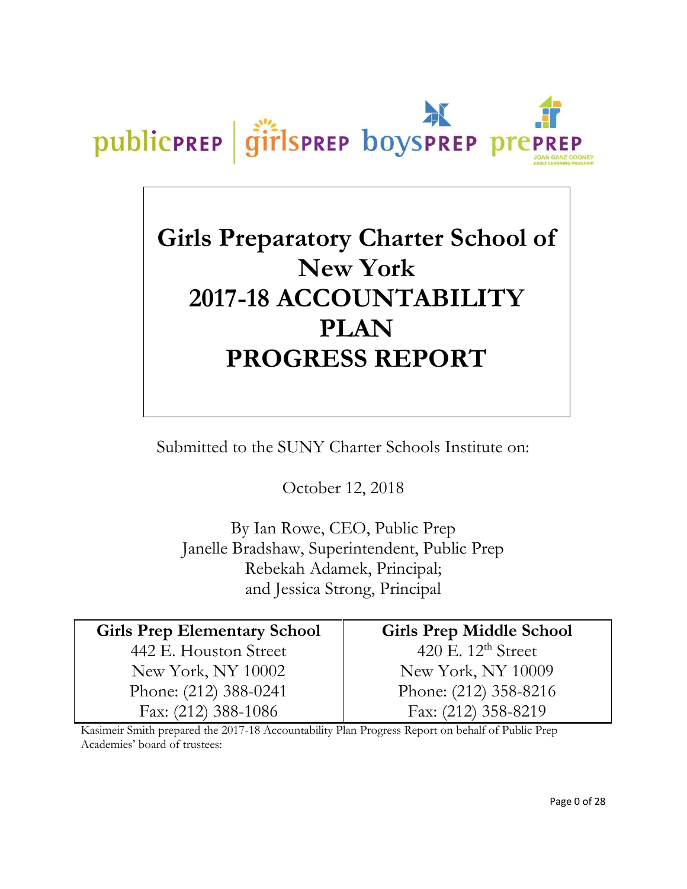publicPREP | girlsPREP boysPREP prePREP JOAN GANZ COONEY EARLY LEARNING PROGRAM

# Girls Preparatory Charter School of New York
# 2017-18 ACCOUNTABILITY PLAN PROGRESS REPORT

Submitted to the SUNY Charter Schools Institute on:

October 12, 2018

By Ian Rowe, CEO, Public Prep
Janelle Bradshaw, Superintendent, Public Prep
Rebekah Adamek, Principal;
and Jessica Strong, Principal

| Girls Prep Elementary School | Girls Prep Middle School |
|---|---|
| 442 E. Houston Street | 420 E. 12th Street |
| New York, NY 10002 | New York, NY 10009 |
| Phone: (212) 388-0241 | Phone: (212) 358-8216 |
| Fax: (212) 388-1086 | Fax: (212) 358-8219 |

Kasimeir Smith prepared the 2017-18 Accountability Plan Progress Report on behalf of Public Prep Academies' board of trustees: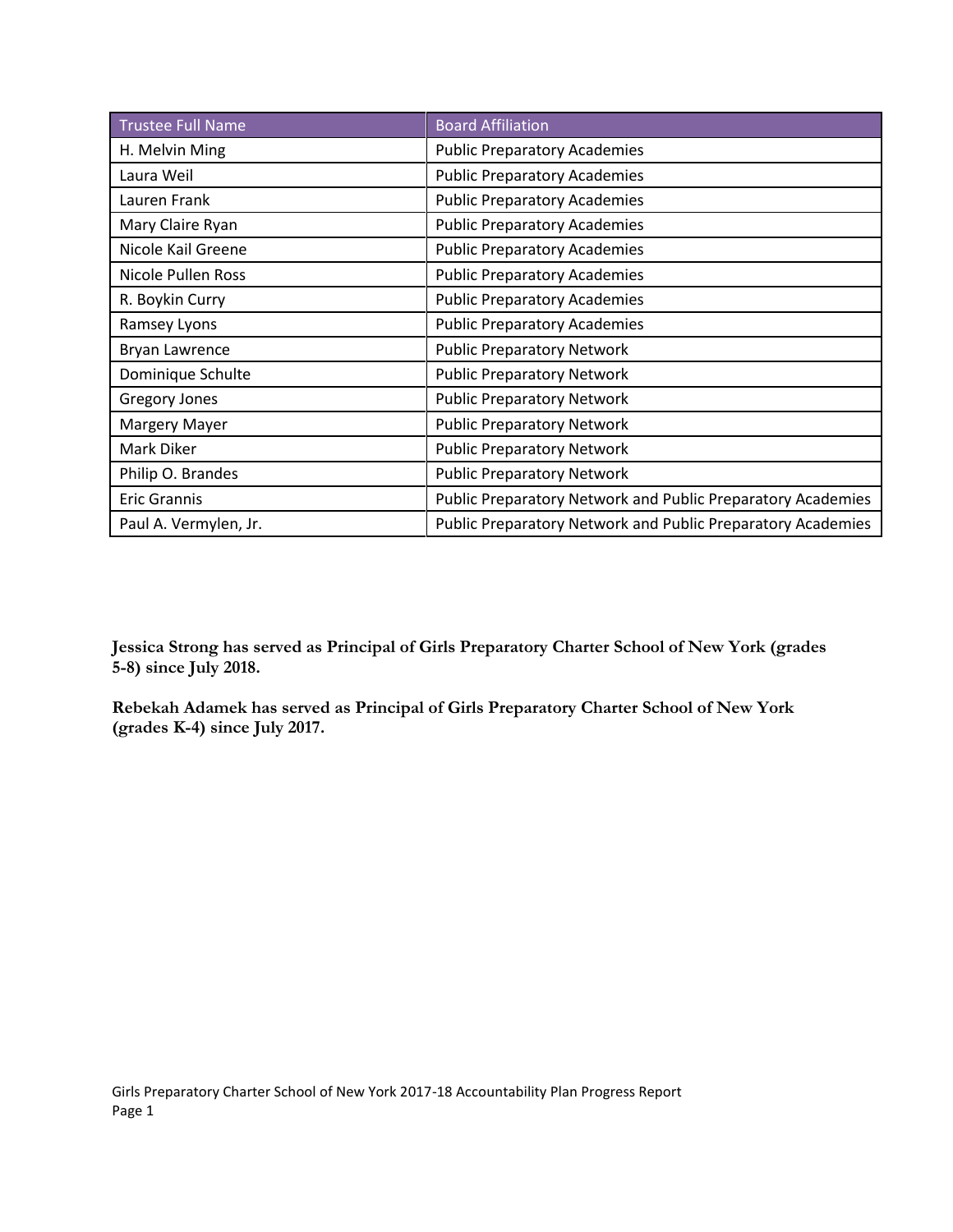| Trustee Full Name | Board Affiliation |
| --- | --- |
| H. Melvin Ming | Public Preparatory Academies |
| Laura Weil | Public Preparatory Academies |
| Lauren Frank | Public Preparatory Academies |
| Mary Claire Ryan | Public Preparatory Academies |
| Nicole Kail Greene | Public Preparatory Academies |
| Nicole Pullen Ross | Public Preparatory Academies |
| R. Boykin Curry | Public Preparatory Academies |
| Ramsey Lyons | Public Preparatory Academies |
| Bryan Lawrence | Public Preparatory Network |
| Dominique Schulte | Public Preparatory Network |
| Gregory Jones | Public Preparatory Network |
| Margery Mayer | Public Preparatory Network |
| Mark Diker | Public Preparatory Network |
| Philip O. Brandes | Public Preparatory Network |
| Eric Grannis | Public Preparatory Network and Public Preparatory Academies |
| Paul A. Vermylen, Jr. | Public Preparatory Network and Public Preparatory Academies |

**Jessica Strong has served as Principal of Girls Preparatory Charter School of New York (grades 5-8) since July 2018.**

**Rebekah Adamek has served as Principal of Girls Preparatory Charter School of New York (grades K-4) since July 2017.**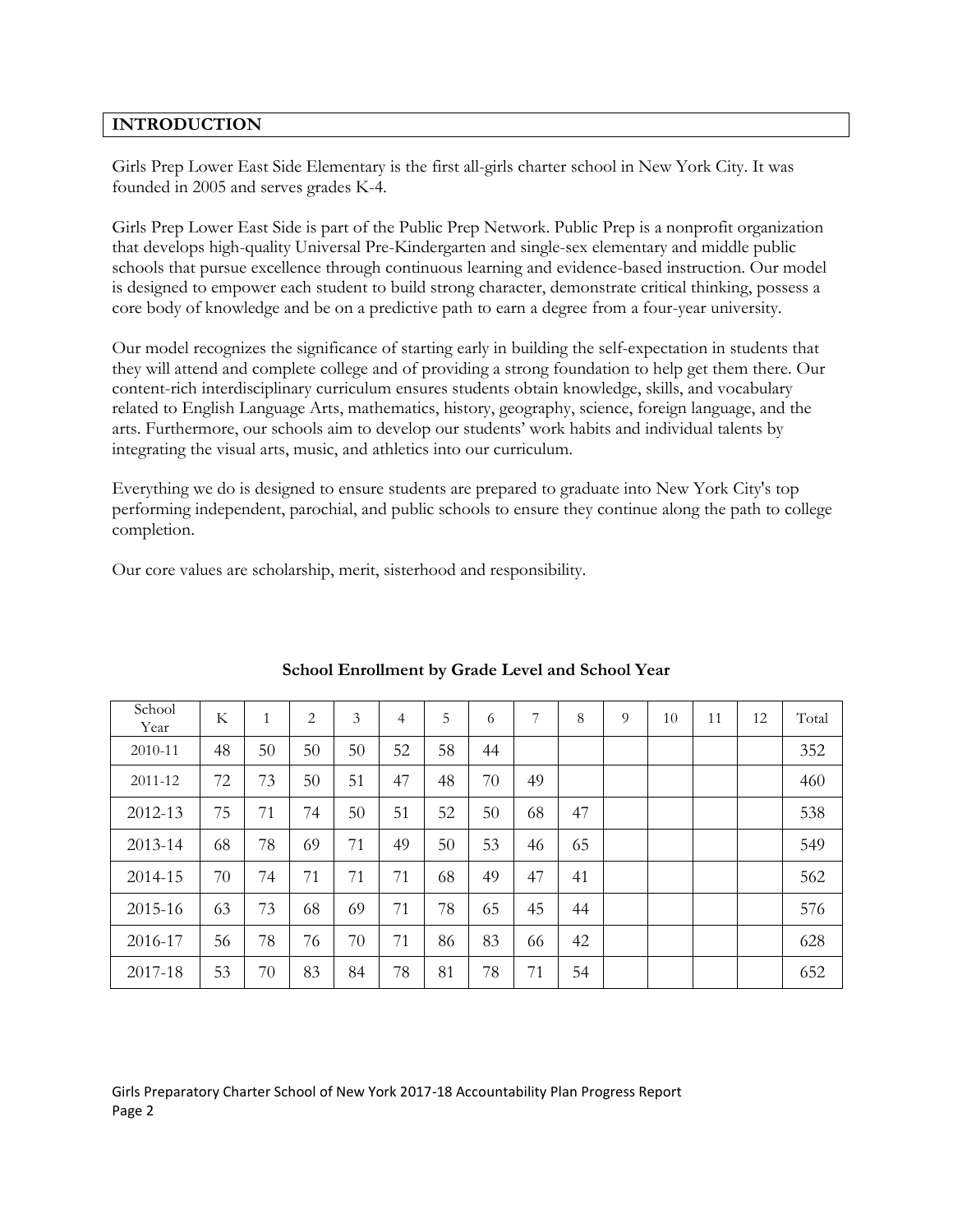## INTRODUCTION

Girls Prep Lower East Side Elementary is the first all-girls charter school in New York City. It was founded in 2005 and serves grades K-4.

Girls Prep Lower East Side is part of the Public Prep Network. Public Prep is a nonprofit organization that develops high-quality Universal Pre-Kindergarten and single-sex elementary and middle public schools that pursue excellence through continuous learning and evidence-based instruction. Our model is designed to empower each student to build strong character, demonstrate critical thinking, possess a core body of knowledge and be on a predictive path to earn a degree from a four-year university.

Our model recognizes the significance of starting early in building the self-expectation in students that they will attend and complete college and of providing a strong foundation to help get them there. Our content-rich interdisciplinary curriculum ensures students obtain knowledge, skills, and vocabulary related to English Language Arts, mathematics, history, geography, science, foreign language, and the arts. Furthermore, our schools aim to develop our students' work habits and individual talents by integrating the visual arts, music, and athletics into our curriculum.

Everything we do is designed to ensure students are prepared to graduate into New York City's top performing independent, parochial, and public schools to ensure they continue along the path to college completion.

Our core values are scholarship, merit, sisterhood and responsibility.

**School Enrollment by Grade Level and School Year**

| School Year | K | 1 | 2 | 3 | 4 | 5 | 6 | 7 | 8 | 9 | 10 | 11 | 12 | Total |
|---|---|---|---|---|---|---|---|---|---|---|---|---|---|---|
| 2010-11 | 48 | 50 | 50 | 50 | 52 | 58 | 44 | | | | | | | 352 |
| 2011-12 | 72 | 73 | 50 | 51 | 47 | 48 | 70 | 49 | | | | | | 460 |
| 2012-13 | 75 | 71 | 74 | 50 | 51 | 52 | 50 | 68 | 47 | | | | | 538 |
| 2013-14 | 68 | 78 | 69 | 71 | 49 | 50 | 53 | 46 | 65 | | | | | 549 |
| 2014-15 | 70 | 74 | 71 | 71 | 71 | 68 | 49 | 47 | 41 | | | | | 562 |
| 2015-16 | 63 | 73 | 68 | 69 | 71 | 78 | 65 | 45 | 44 | | | | | 576 |
| 2016-17 | 56 | 78 | 76 | 70 | 71 | 86 | 83 | 66 | 42 | | | | | 628 |
| 2017-18 | 53 | 70 | 83 | 84 | 78 | 81 | 78 | 71 | 54 | | | | | 652 |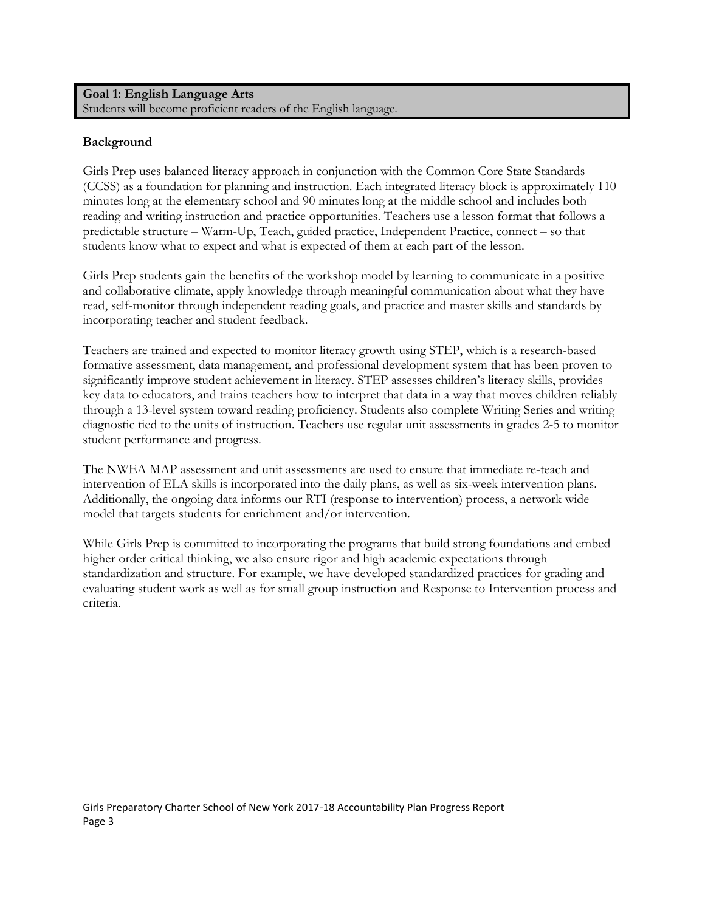**Goal 1: English Language Arts**
Students will become proficient readers of the English language.

**Background**

Girls Prep uses balanced literacy approach in conjunction with the Common Core State Standards (CCSS) as a foundation for planning and instruction. Each integrated literacy block is approximately 110 minutes long at the elementary school and 90 minutes long at the middle school and includes both reading and writing instruction and practice opportunities. Teachers use a lesson format that follows a predictable structure – Warm-Up, Teach, guided practice, Independent Practice, connect – so that students know what to expect and what is expected of them at each part of the lesson.

Girls Prep students gain the benefits of the workshop model by learning to communicate in a positive and collaborative climate, apply knowledge through meaningful communication about what they have read, self-monitor through independent reading goals, and practice and master skills and standards by incorporating teacher and student feedback.

Teachers are trained and expected to monitor literacy growth using STEP, which is a research-based formative assessment, data management, and professional development system that has been proven to significantly improve student achievement in literacy. STEP assesses children's literacy skills, provides key data to educators, and trains teachers how to interpret that data in a way that moves children reliably through a 13-level system toward reading proficiency. Students also complete Writing Series and writing diagnostic tied to the units of instruction. Teachers use regular unit assessments in grades 2-5 to monitor student performance and progress.

The NWEA MAP assessment and unit assessments are used to ensure that immediate re-teach and intervention of ELA skills is incorporated into the daily plans, as well as six-week intervention plans. Additionally, the ongoing data informs our RTI (response to intervention) process, a network wide model that targets students for enrichment and/or intervention.

While Girls Prep is committed to incorporating the programs that build strong foundations and embed higher order critical thinking, we also ensure rigor and high academic expectations through standardization and structure. For example, we have developed standardized practices for grading and evaluating student work as well as for small group instruction and Response to Intervention process and criteria.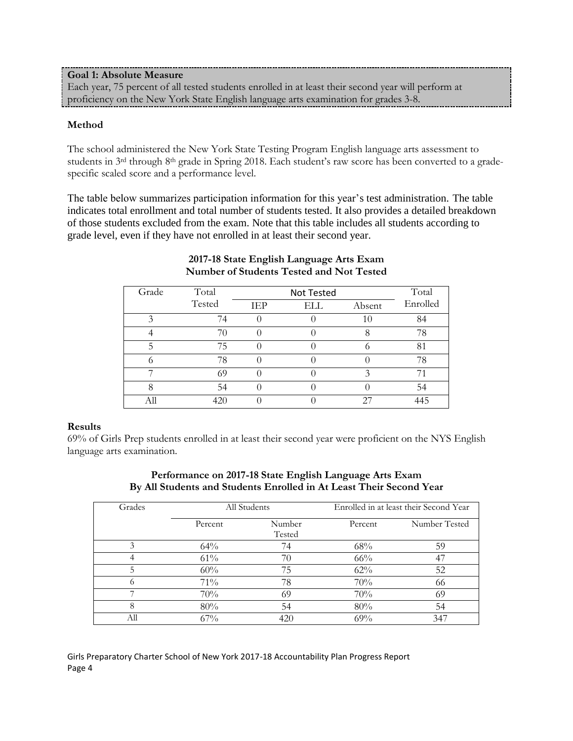**Goal 1: Absolute Measure**
Each year, 75 percent of all tested students enrolled in at least their second year will perform at proficiency on the New York State English language arts examination for grades 3-8.

**Method**

The school administered the New York State Testing Program English language arts assessment to students in 3rd through 8th grade in Spring 2018. Each student's raw score has been converted to a grade-specific scaled score and a performance level.

The table below summarizes participation information for this year's test administration. The table indicates total enrollment and total number of students tested. It also provides a detailed breakdown of those students excluded from the exam. Note that this table includes all students according to grade level, even if they have not enrolled in at least their second year.

**2017-18 State English Language Arts Exam**
**Number of Students Tested and Not Tested**

| Grade | Total Tested | Not Tested | | | Total Enrolled |
|---|---|---|---|---|---|
| | | IEP | ELL | Absent | |
| 3 | 74 | 0 | 0 | 10 | 84 |
| 4 | 70 | 0 | 0 | 8 | 78 |
| 5 | 75 | 0 | 0 | 6 | 81 |
| 6 | 78 | 0 | 0 | 0 | 78 |
| 7 | 69 | 0 | 0 | 3 | 71 |
| 8 | 54 | 0 | 0 | 0 | 54 |
| All | 420 | 0 | 0 | 27 | 445 |

**Results**
69% of Girls Prep students enrolled in at least their second year were proficient on the NYS English language arts examination.

**Performance on 2017-18 State English Language Arts Exam**
**By All Students and Students Enrolled in At Least Their Second Year**

| Grades | All Students | | Enrolled in at least their Second Year | |
|---|---|---|---|---|
| | Percent | Number Tested | Percent | Number Tested |
| 3 | 64% | 74 | 68% | 59 |
| 4 | 61% | 70 | 66% | 47 |
| 5 | 60% | 75 | 62% | 52 |
| 6 | 71% | 78 | 70% | 66 |
| 7 | 70% | 69 | 70% | 69 |
| 8 | 80% | 54 | 80% | 54 |
| All | 67% | 420 | 69% | 347 |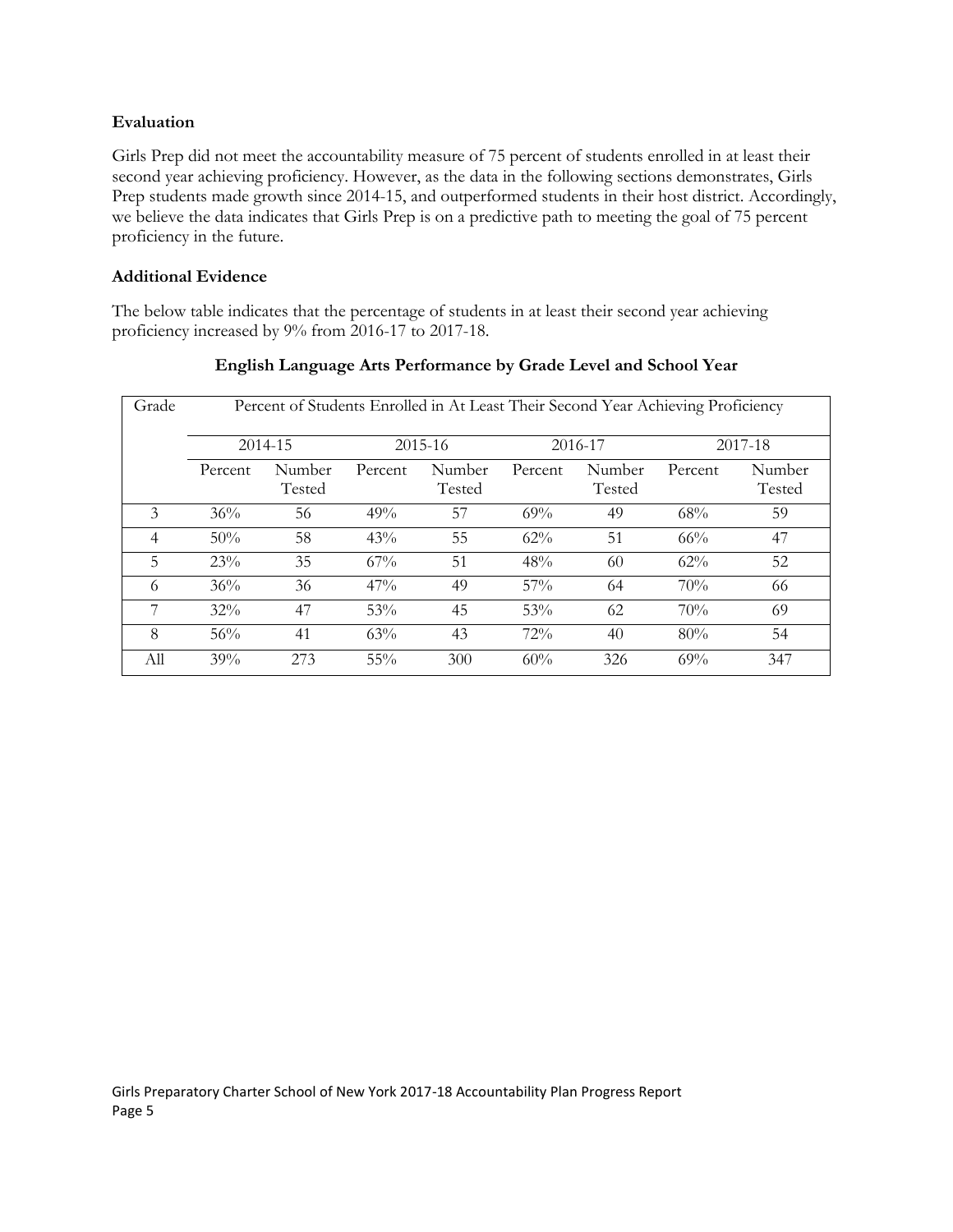**Evaluation**

Girls Prep did not meet the accountability measure of 75 percent of students enrolled in at least their second year achieving proficiency. However, as the data in the following sections demonstrates, Girls Prep students made growth since 2014-15, and outperformed students in their host district. Accordingly, we believe the data indicates that Girls Prep is on a predictive path to meeting the goal of 75 percent proficiency in the future.

**Additional Evidence**

The below table indicates that the percentage of students in at least their second year achieving proficiency increased by 9% from 2016-17 to 2017-18.

**English Language Arts Performance by Grade Level and School Year**

| Grade | Percent of Students Enrolled in At Least Their Second Year Achieving Proficiency | | | | | | | |
|---|---|---|---|---|---|---|---|---|
| | 2014-15 | | 2015-16 | | 2016-17 | | 2017-18 | |
| | Percent | Number Tested | Percent | Number Tested | Percent | Number Tested | Percent | Number Tested |
| 3 | 36% | 56 | 49% | 57 | 69% | 49 | 68% | 59 |
| 4 | 50% | 58 | 43% | 55 | 62% | 51 | 66% | 47 |
| 5 | 23% | 35 | 67% | 51 | 48% | 60 | 62% | 52 |
| 6 | 36% | 36 | 47% | 49 | 57% | 64 | 70% | 66 |
| 7 | 32% | 47 | 53% | 45 | 53% | 62 | 70% | 69 |
| 8 | 56% | 41 | 63% | 43 | 72% | 40 | 80% | 54 |
| All | 39% | 273 | 55% | 300 | 60% | 326 | 69% | 347 |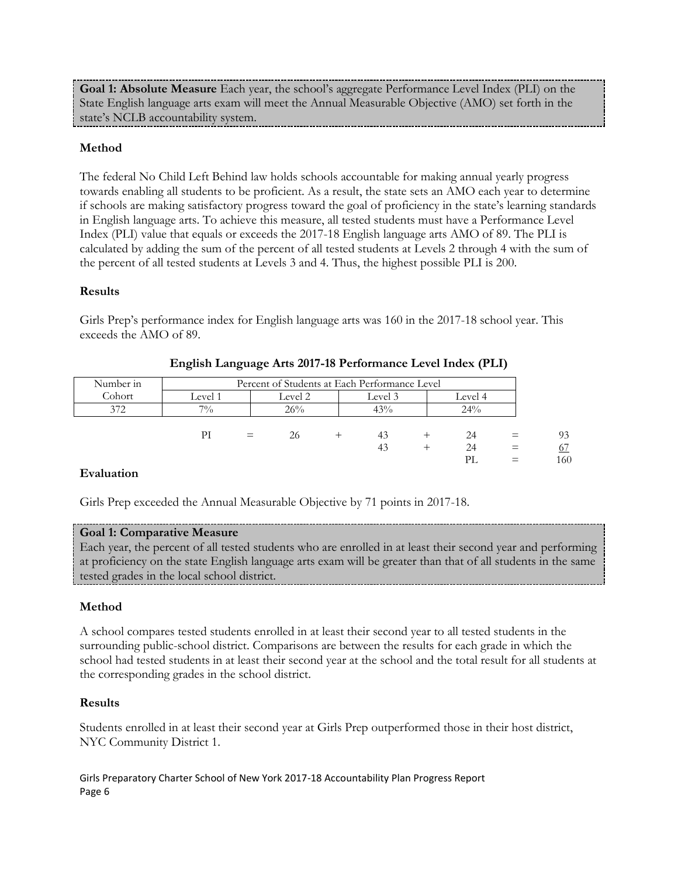**Goal 1: Absolute Measure** Each year, the school's aggregate Performance Level Index (PLI) on the State English language arts exam will meet the Annual Measurable Objective (AMO) set forth in the state's NCLB accountability system.

### Method

The federal No Child Left Behind law holds schools accountable for making annual yearly progress towards enabling all students to be proficient. As a result, the state sets an AMO each year to determine if schools are making satisfactory progress toward the goal of proficiency in the state's learning standards in English language arts. To achieve this measure, all tested students must have a Performance Level Index (PLI) value that equals or exceeds the 2017-18 English language arts AMO of 89. The PLI is calculated by adding the sum of the percent of all tested students at Levels 2 through 4 with the sum of the percent of all tested students at Levels 3 and 4. Thus, the highest possible PLI is 200.

### Results

Girls Prep's performance index for English language arts was 160 in the 2017-18 school year. This exceeds the AMO of 89.

**English Language Arts 2017-18 Performance Level Index (PLI)**

| Number in Cohort | Percent of Students at Each Performance Level | | | |
|---|---|---|---|---|
| | Level 1 | Level 2 | Level 3 | Level 4 |
| 372 | 7% | 26% | 43% | 24% |

| | | | | | | | | |
|---|---|---|---|---|---|---|---|---|
| PI | = | 26 | + | 43 | + | 24 | = | 93 |
| | | | | 43 | + | 24 | = | 67 |
| | | | | | | PL | = | 160 |

### Evaluation

Girls Prep exceeded the Annual Measurable Objective by 71 points in 2017-18.

**Goal 1: Comparative Measure**
Each year, the percent of all tested students who are enrolled in at least their second year and performing at proficiency on the state English language arts exam will be greater than that of all students in the same tested grades in the local school district.

### Method

A school compares tested students enrolled in at least their second year to all tested students in the surrounding public-school district. Comparisons are between the results for each grade in which the school had tested students in at least their second year at the school and the total result for all students at the corresponding grades in the school district.

### Results

Students enrolled in at least their second year at Girls Prep outperformed those in their host district, NYC Community District 1.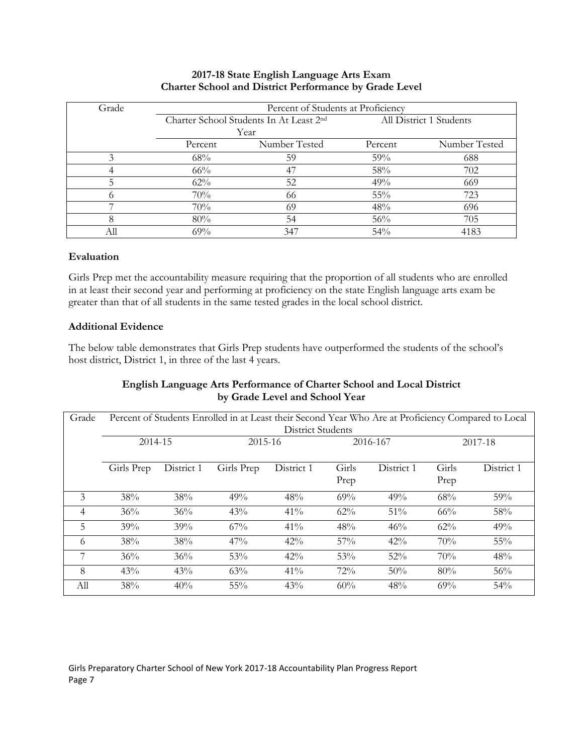**2017-18 State English Language Arts Exam**
**Charter School and District Performance by Grade Level**

| Grade | Percent of Students at Proficiency | | | |
|---|---|---|---|---|
| | Charter School Students In At Least 2nd Year | | All District 1 Students | |
| | Percent | Number Tested | Percent | Number Tested |
| 3 | 68% | 59 | 59% | 688 |
| 4 | 66% | 47 | 58% | 702 |
| 5 | 62% | 52 | 49% | 669 |
| 6 | 70% | 66 | 55% | 723 |
| 7 | 70% | 69 | 48% | 696 |
| 8 | 80% | 54 | 56% | 705 |
| All | 69% | 347 | 54% | 4183 |

### Evaluation

Girls Prep met the accountability measure requiring that the proportion of all students who are enrolled in at least their second year and performing at proficiency on the state English language arts exam be greater than that of all students in the same tested grades in the local school district.

### Additional Evidence

The below table demonstrates that Girls Prep students have outperformed the students of the school's host district, District 1, in three of the last 4 years.

**English Language Arts Performance of Charter School and Local District by Grade Level and School Year**

| Grade | Percent of Students Enrolled in at Least their Second Year Who Are at Proficiency Compared to Local District Students | | | | | | | |
|---|---|---|---|---|---|---|---|---|
| | 2014-15 | | 2015-16 | | 2016-167 | | 2017-18 | |
| | Girls Prep | District 1 | Girls Prep | District 1 | Girls Prep | District 1 | Girls Prep | District 1 |
| 3 | 38% | 38% | 49% | 48% | 69% | 49% | 68% | 59% |
| 4 | 36% | 36% | 43% | 41% | 62% | 51% | 66% | 58% |
| 5 | 39% | 39% | 67% | 41% | 48% | 46% | 62% | 49% |
| 6 | 38% | 38% | 47% | 42% | 57% | 42% | 70% | 55% |
| 7 | 36% | 36% | 53% | 42% | 53% | 52% | 70% | 48% |
| 8 | 43% | 43% | 63% | 41% | 72% | 50% | 80% | 56% |
| All | 38% | 40% | 55% | 43% | 60% | 48% | 69% | 54% |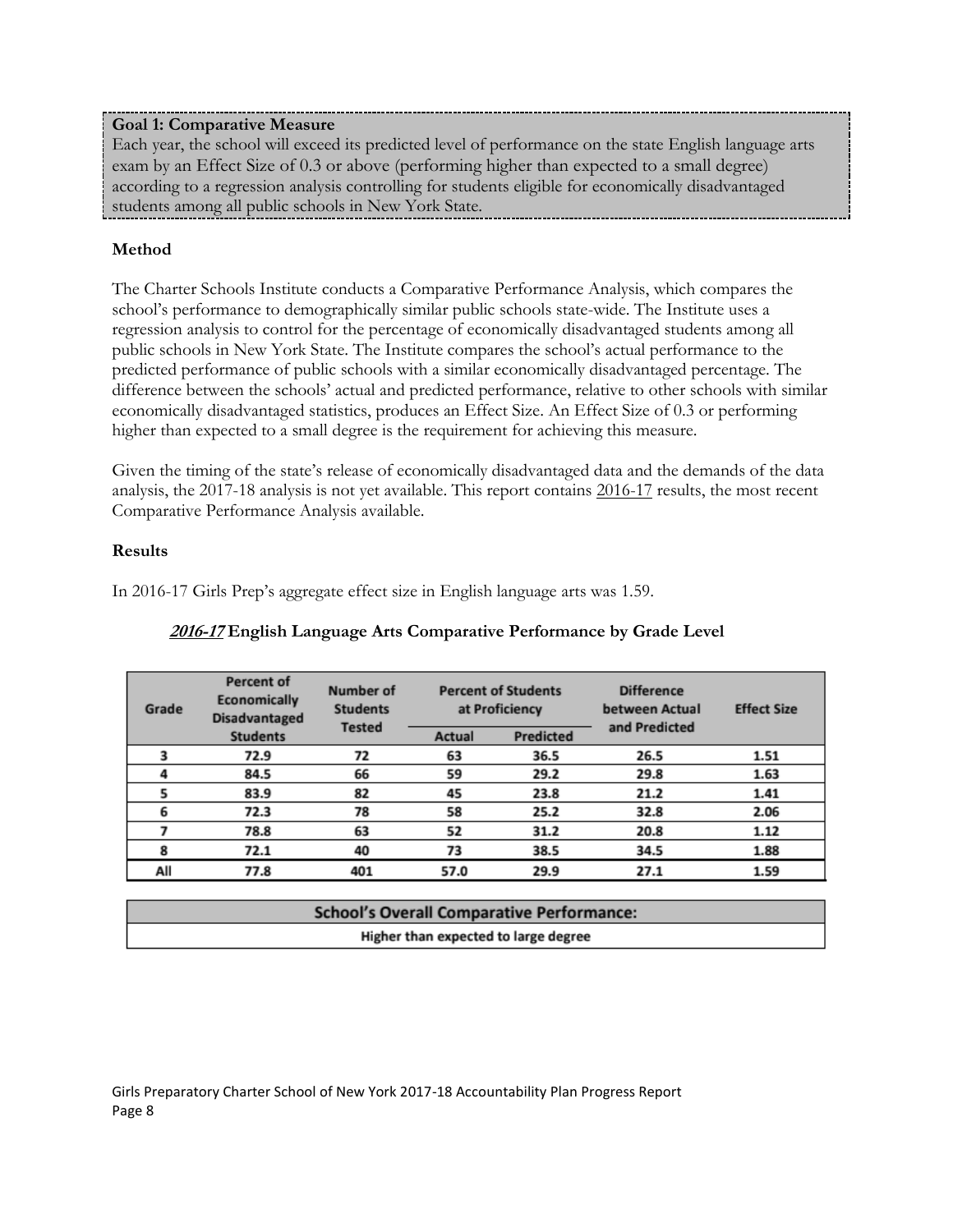**Goal 1: Comparative Measure**
Each year, the school will exceed its predicted level of performance on the state English language arts exam by an Effect Size of 0.3 or above (performing higher than expected to a small degree) according to a regression analysis controlling for students eligible for economically disadvantaged students among all public schools in New York State.

**Method**

The Charter Schools Institute conducts a Comparative Performance Analysis, which compares the school's performance to demographically similar public schools state-wide. The Institute uses a regression analysis to control for the percentage of economically disadvantaged students among all public schools in New York State. The Institute compares the school's actual performance to the predicted performance of public schools with a similar economically disadvantaged percentage. The difference between the schools' actual and predicted performance, relative to other schools with similar economically disadvantaged statistics, produces an Effect Size. An Effect Size of 0.3 or performing higher than expected to a small degree is the requirement for achieving this measure.

Given the timing of the state's release of economically disadvantaged data and the demands of the data analysis, the 2017-18 analysis is not yet available. This report contains 2016-17 results, the most recent Comparative Performance Analysis available.

**Results**

In 2016-17 Girls Prep's aggregate effect size in English language arts was 1.59.

***2016-17* English Language Arts Comparative Performance by Grade Level**

| Grade | Percent of Economically Disadvantaged Students | Number of Students Tested | Percent of Students at Proficiency | | Difference between Actual and Predicted | Effect Size |
|---|---|---|---|---|---|---|
| | | | Actual | Predicted | | |
| 3 | 72.9 | 72 | 63 | 36.5 | 26.5 | 1.51 |
| 4 | 84.5 | 66 | 59 | 29.2 | 29.8 | 1.63 |
| 5 | 83.9 | 82 | 45 | 23.8 | 21.2 | 1.41 |
| 6 | 72.3 | 78 | 58 | 25.2 | 32.8 | 2.06 |
| 7 | 78.8 | 63 | 52 | 31.2 | 20.8 | 1.12 |
| 8 | 72.1 | 40 | 73 | 38.5 | 34.5 | 1.88 |
| All | 77.8 | 401 | 57.0 | 29.9 | 27.1 | 1.59 |

| School's Overall Comparative Performance: |
|---|
| Higher than expected to large degree |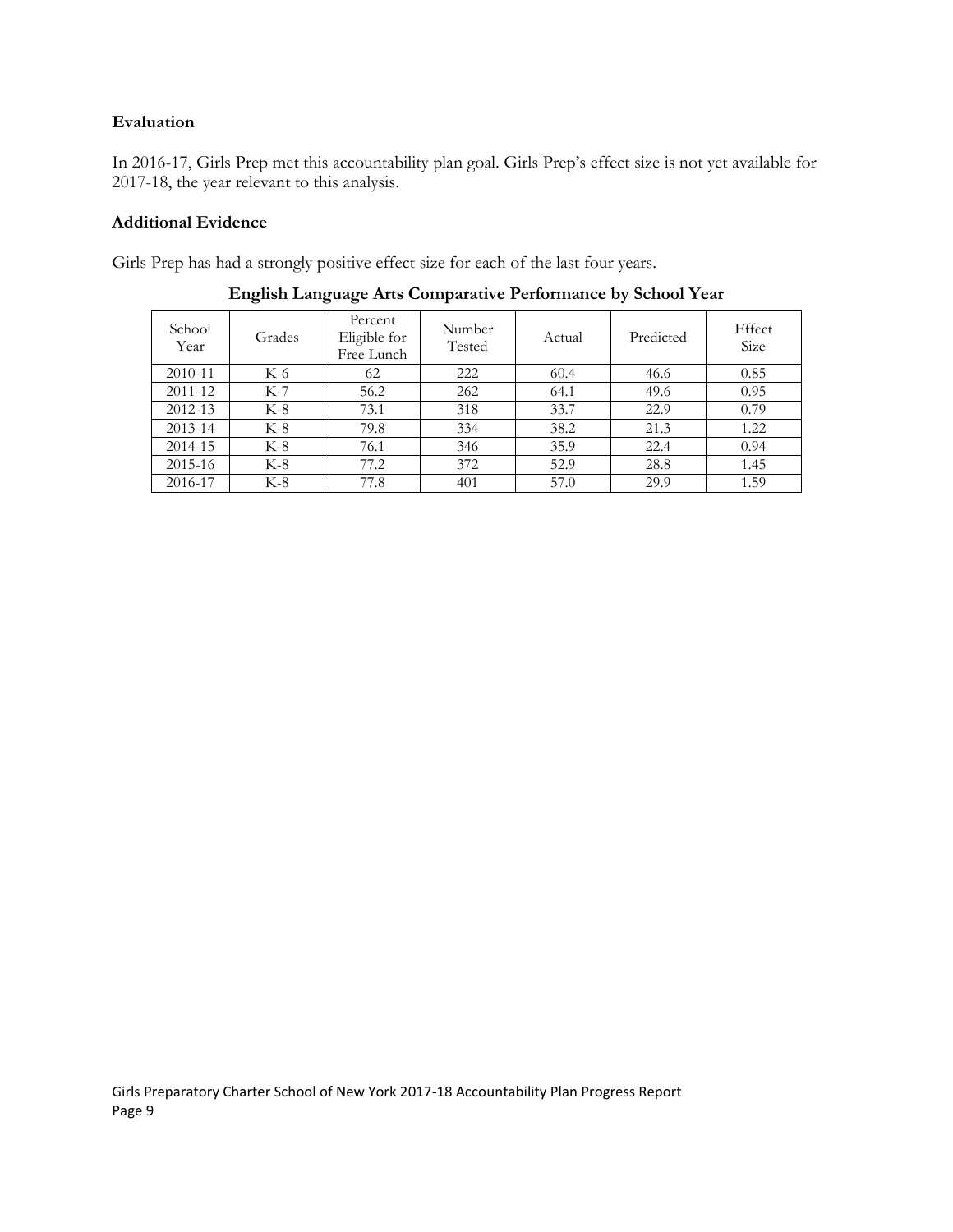### Evaluation

In 2016-17, Girls Prep met this accountability plan goal. Girls Prep's effect size is not yet available for 2017-18, the year relevant to this analysis.

### Additional Evidence

Girls Prep has had a strongly positive effect size for each of the last four years.

**English Language Arts Comparative Performance by School Year**

| School Year | Grades | Percent Eligible for Free Lunch | Number Tested | Actual | Predicted | Effect Size |
|---|---|---|---|---|---|---|
| 2010-11 | K-6 | 62 | 222 | 60.4 | 46.6 | 0.85 |
| 2011-12 | K-7 | 56.2 | 262 | 64.1 | 49.6 | 0.95 |
| 2012-13 | K-8 | 73.1 | 318 | 33.7 | 22.9 | 0.79 |
| 2013-14 | K-8 | 79.8 | 334 | 38.2 | 21.3 | 1.22 |
| 2014-15 | K-8 | 76.1 | 346 | 35.9 | 22.4 | 0.94 |
| 2015-16 | K-8 | 77.2 | 372 | 52.9 | 28.8 | 1.45 |
| 2016-17 | K-8 | 77.8 | 401 | 57.0 | 29.9 | 1.59 |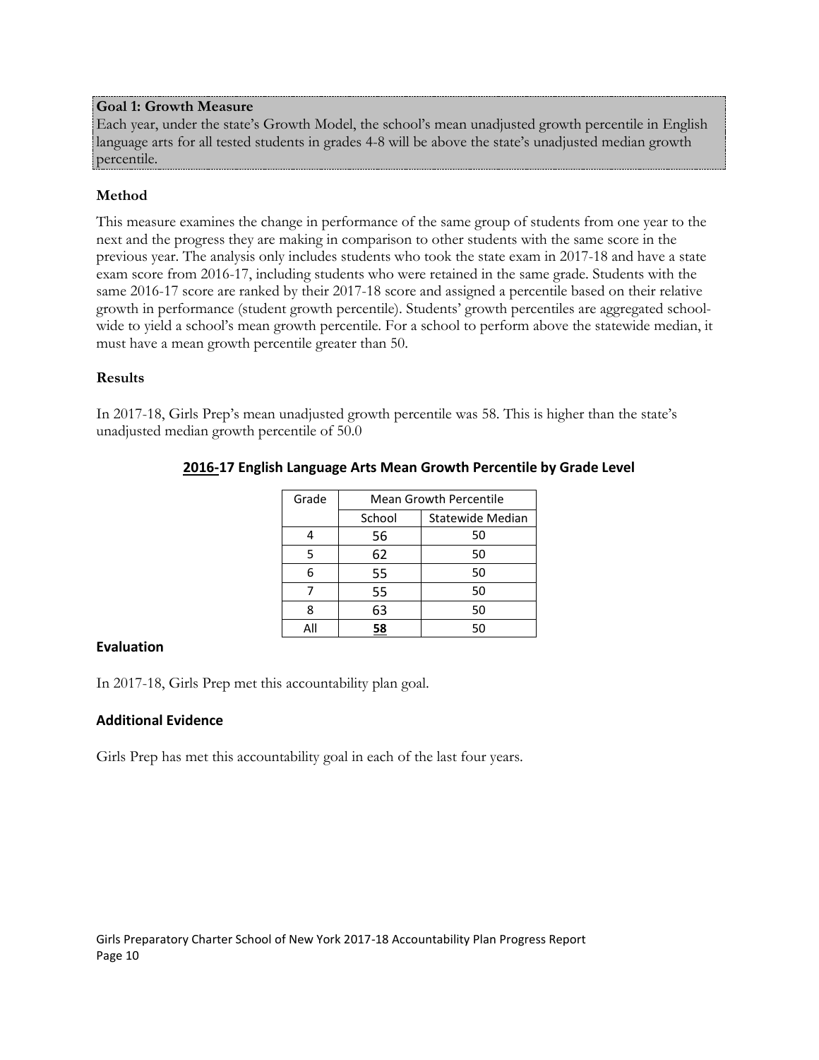**Goal 1: Growth Measure**

Each year, under the state's Growth Model, the school's mean unadjusted growth percentile in English language arts for all tested students in grades 4-8 will be above the state's unadjusted median growth percentile.

### Method

This measure examines the change in performance of the same group of students from one year to the next and the progress they are making in comparison to other students with the same score in the previous year. The analysis only includes students who took the state exam in 2017-18 and have a state exam score from 2016-17, including students who were retained in the same grade. Students with the same 2016-17 score are ranked by their 2017-18 score and assigned a percentile based on their relative growth in performance (student growth percentile). Students' growth percentiles are aggregated school-wide to yield a school's mean growth percentile. For a school to perform above the statewide median, it must have a mean growth percentile greater than 50.

### Results

In 2017-18, Girls Prep's mean unadjusted growth percentile was 58. This is higher than the state's unadjusted median growth percentile of 50.0

**2016-17 English Language Arts Mean Growth Percentile by Grade Level**

| Grade | Mean Growth Percentile | |
|---|---|---|
| | School | Statewide Median |
| 4 | 56 | 50 |
| 5 | 62 | 50 |
| 6 | 55 | 50 |
| 7 | 55 | 50 |
| 8 | 63 | 50 |
| All | **58** | 50 |

### Evaluation

In 2017-18, Girls Prep met this accountability plan goal.

### Additional Evidence

Girls Prep has met this accountability goal in each of the last four years.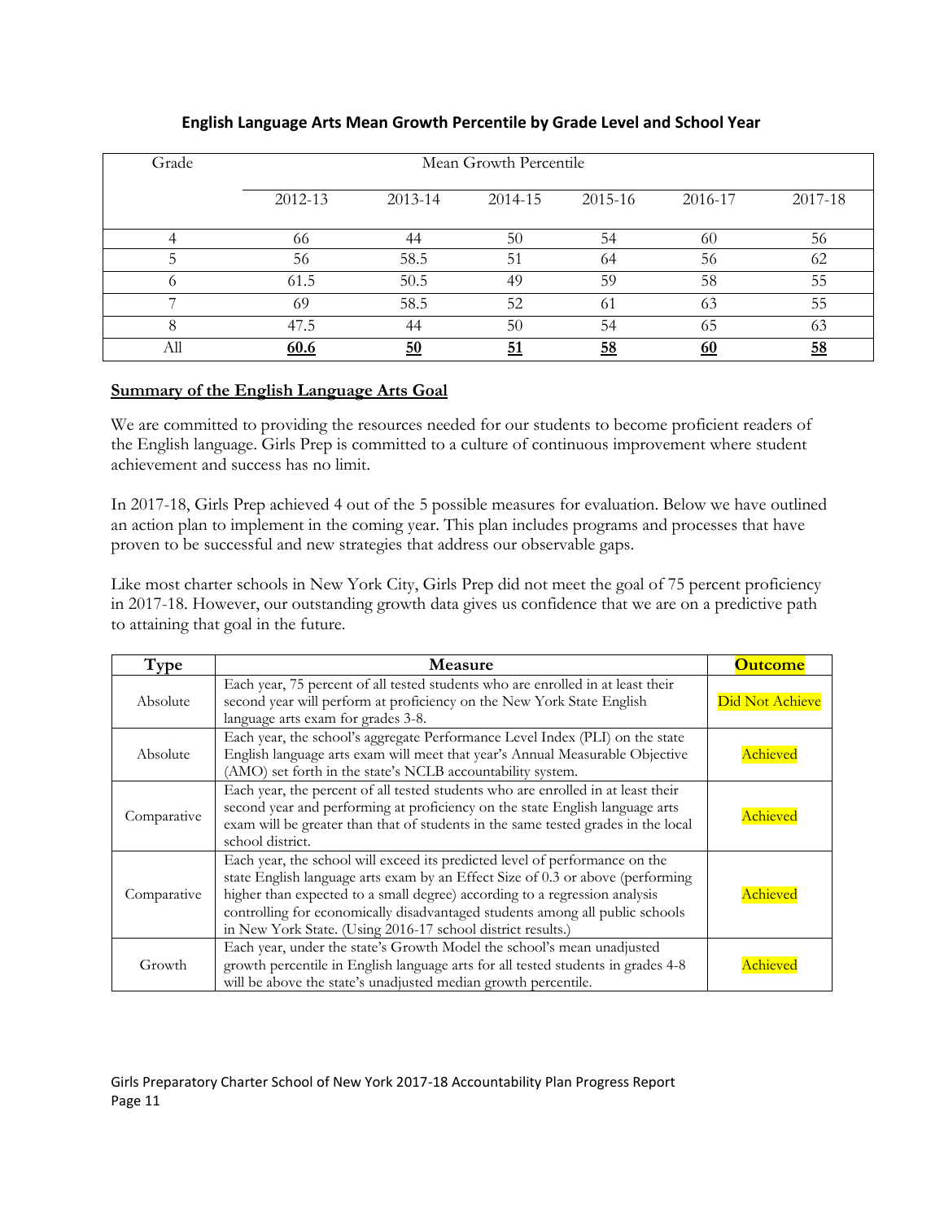**English Language Arts Mean Growth Percentile by Grade Level and School Year**

| Grade | Mean Growth Percentile | | | | | |
|---|---|---|---|---|---|---|
| | 2012-13 | 2013-14 | 2014-15 | 2015-16 | 2016-17 | 2017-18 |
| 4 | 66 | 44 | 50 | 54 | 60 | 56 |
| 5 | 56 | 58.5 | 51 | 64 | 56 | 62 |
| 6 | 61.5 | 50.5 | 49 | 59 | 58 | 55 |
| 7 | 69 | 58.5 | 52 | 61 | 63 | 55 |
| 8 | 47.5 | 44 | 50 | 54 | 65 | 63 |
| All | **60.6** | **50** | **51** | **58** | **60** | **58** |

**Summary of the English Language Arts Goal**

We are committed to providing the resources needed for our students to become proficient readers of the English language. Girls Prep is committed to a culture of continuous improvement where student achievement and success has no limit.

In 2017-18, Girls Prep achieved 4 out of the 5 possible measures for evaluation. Below we have outlined an action plan to implement in the coming year. This plan includes programs and processes that have proven to be successful and new strategies that address our observable gaps.

Like most charter schools in New York City, Girls Prep did not meet the goal of 75 percent proficiency in 2017-18. However, our outstanding growth data gives us confidence that we are on a predictive path to attaining that goal in the future.

| Type | Measure | Outcome |
|---|---|---|
| Absolute | Each year, 75 percent of all tested students who are enrolled in at least their second year will perform at proficiency on the New York State English language arts exam for grades 3-8. | Did Not Achieve |
| Absolute | Each year, the school's aggregate Performance Level Index (PLI) on the state English language arts exam will meet that year's Annual Measurable Objective (AMO) set forth in the state's NCLB accountability system. | Achieved |
| Comparative | Each year, the percent of all tested students who are enrolled in at least their second year and performing at proficiency on the state English language arts exam will be greater than that of students in the same tested grades in the local school district. | Achieved |
| Comparative | Each year, the school will exceed its predicted level of performance on the state English language arts exam by an Effect Size of 0.3 or above (performing higher than expected to a small degree) according to a regression analysis controlling for economically disadvantaged students among all public schools in New York State. (Using 2016-17 school district results.) | Achieved |
| Growth | Each year, under the state's Growth Model the school's mean unadjusted growth percentile in English language arts for all tested students in grades 4-8 will be above the state's unadjusted median growth percentile. | Achieved |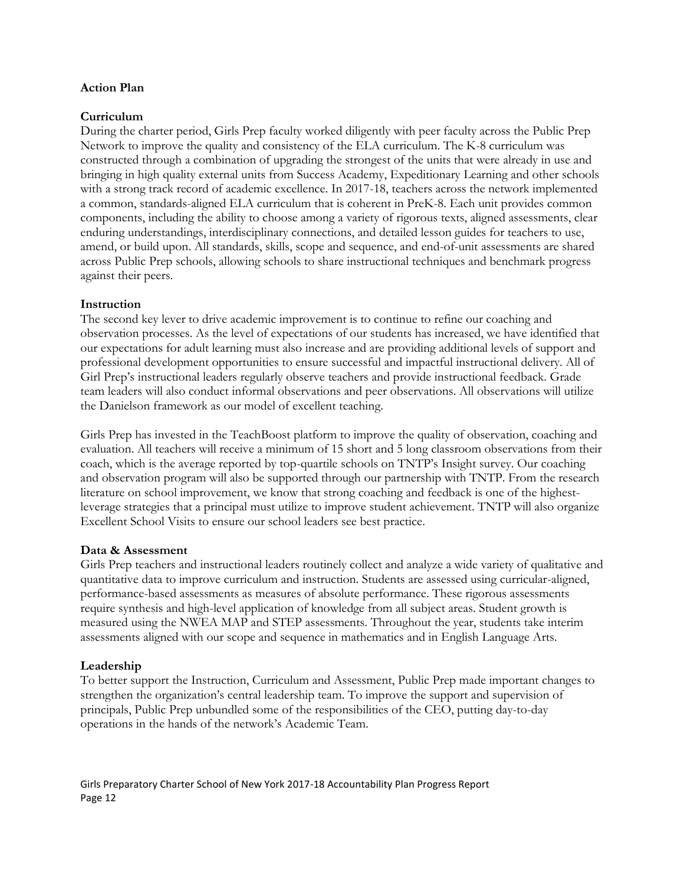**Action Plan**

**Curriculum**

During the charter period, Girls Prep faculty worked diligently with peer faculty across the Public Prep Network to improve the quality and consistency of the ELA curriculum. The K-8 curriculum was constructed through a combination of upgrading the strongest of the units that were already in use and bringing in high quality external units from Success Academy, Expeditionary Learning and other schools with a strong track record of academic excellence. In 2017-18, teachers across the network implemented a common, standards-aligned ELA curriculum that is coherent in PreK-8. Each unit provides common components, including the ability to choose among a variety of rigorous texts, aligned assessments, clear enduring understandings, interdisciplinary connections, and detailed lesson guides for teachers to use, amend, or build upon. All standards, skills, scope and sequence, and end-of-unit assessments are shared across Public Prep schools, allowing schools to share instructional techniques and benchmark progress against their peers.

**Instruction**

The second key lever to drive academic improvement is to continue to refine our coaching and observation processes. As the level of expectations of our students has increased, we have identified that our expectations for adult learning must also increase and are providing additional levels of support and professional development opportunities to ensure successful and impactful instructional delivery. All of Girl Prep's instructional leaders regularly observe teachers and provide instructional feedback. Grade team leaders will also conduct informal observations and peer observations. All observations will utilize the Danielson framework as our model of excellent teaching.

Girls Prep has invested in the TeachBoost platform to improve the quality of observation, coaching and evaluation. All teachers will receive a minimum of 15 short and 5 long classroom observations from their coach, which is the average reported by top-quartile schools on TNTP's Insight survey. Our coaching and observation program will also be supported through our partnership with TNTP. From the research literature on school improvement, we know that strong coaching and feedback is one of the highest-leverage strategies that a principal must utilize to improve student achievement. TNTP will also organize Excellent School Visits to ensure our school leaders see best practice.

**Data & Assessment**

Girls Prep teachers and instructional leaders routinely collect and analyze a wide variety of qualitative and quantitative data to improve curriculum and instruction. Students are assessed using curricular-aligned, performance-based assessments as measures of absolute performance. These rigorous assessments require synthesis and high-level application of knowledge from all subject areas. Student growth is measured using the NWEA MAP and STEP assessments. Throughout the year, students take interim assessments aligned with our scope and sequence in mathematics and in English Language Arts.

**Leadership**

To better support the Instruction, Curriculum and Assessment, Public Prep made important changes to strengthen the organization's central leadership team. To improve the support and supervision of principals, Public Prep unbundled some of the responsibilities of the CEO, putting day-to-day operations in the hands of the network's Academic Team.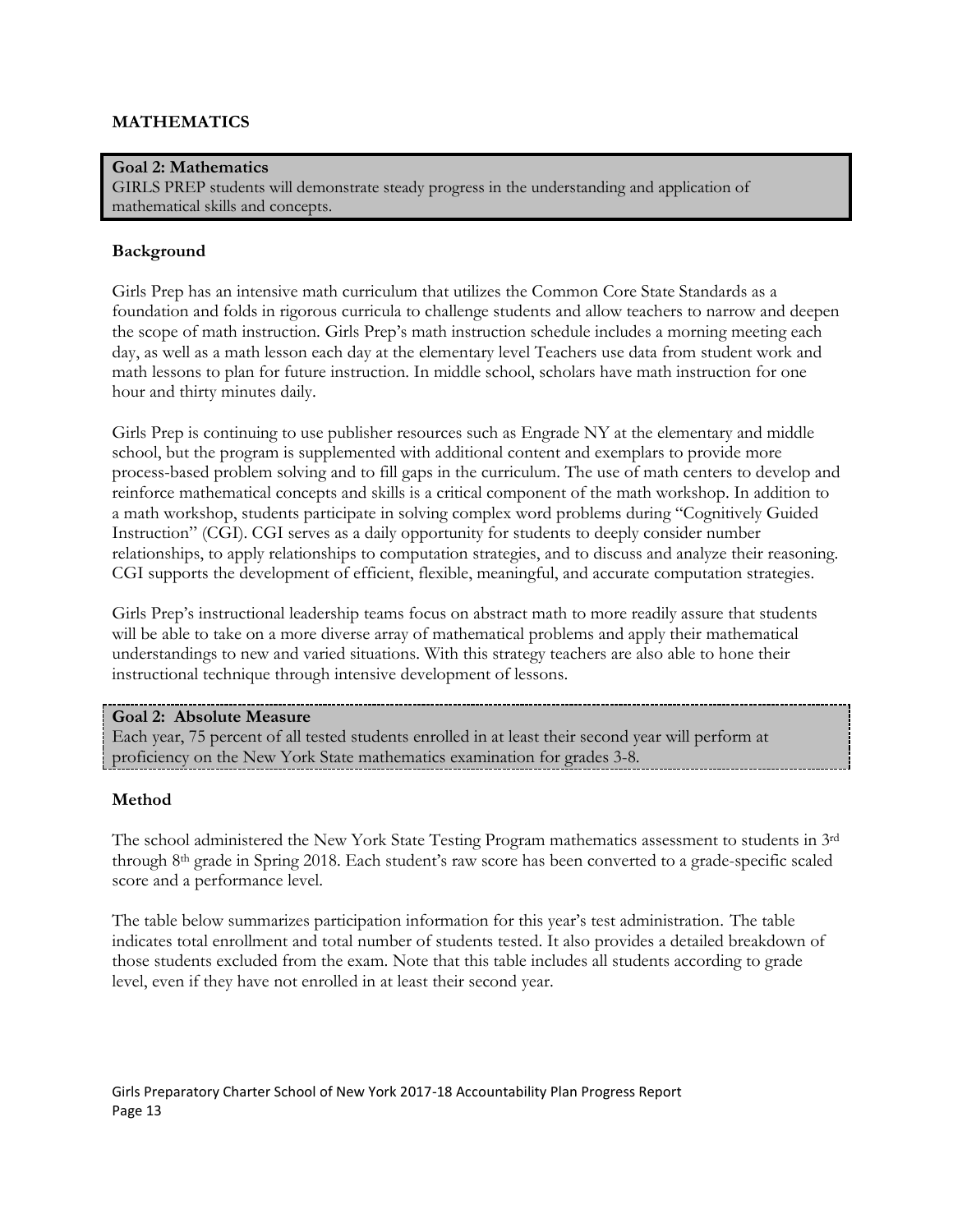## MATHEMATICS

**Goal 2: Mathematics**
GIRLS PREP students will demonstrate steady progress in the understanding and application of mathematical skills and concepts.

### Background

Girls Prep has an intensive math curriculum that utilizes the Common Core State Standards as a foundation and folds in rigorous curricula to challenge students and allow teachers to narrow and deepen the scope of math instruction. Girls Prep's math instruction schedule includes a morning meeting each day, as well as a math lesson each day at the elementary level Teachers use data from student work and math lessons to plan for future instruction. In middle school, scholars have math instruction for one hour and thirty minutes daily.

Girls Prep is continuing to use publisher resources such as Engrade NY at the elementary and middle school, but the program is supplemented with additional content and exemplars to provide more process-based problem solving and to fill gaps in the curriculum. The use of math centers to develop and reinforce mathematical concepts and skills is a critical component of the math workshop. In addition to a math workshop, students participate in solving complex word problems during "Cognitively Guided Instruction" (CGI). CGI serves as a daily opportunity for students to deeply consider number relationships, to apply relationships to computation strategies, and to discuss and analyze their reasoning. CGI supports the development of efficient, flexible, meaningful, and accurate computation strategies.

Girls Prep's instructional leadership teams focus on abstract math to more readily assure that students will be able to take on a more diverse array of mathematical problems and apply their mathematical understandings to new and varied situations. With this strategy teachers are also able to hone their instructional technique through intensive development of lessons.

**Goal 2: Absolute Measure**
Each year, 75 percent of all tested students enrolled in at least their second year will perform at proficiency on the New York State mathematics examination for grades 3-8.

### Method

The school administered the New York State Testing Program mathematics assessment to students in 3rd through 8th grade in Spring 2018. Each student's raw score has been converted to a grade-specific scaled score and a performance level.

The table below summarizes participation information for this year's test administration. The table indicates total enrollment and total number of students tested. It also provides a detailed breakdown of those students excluded from the exam. Note that this table includes all students according to grade level, even if they have not enrolled in at least their second year.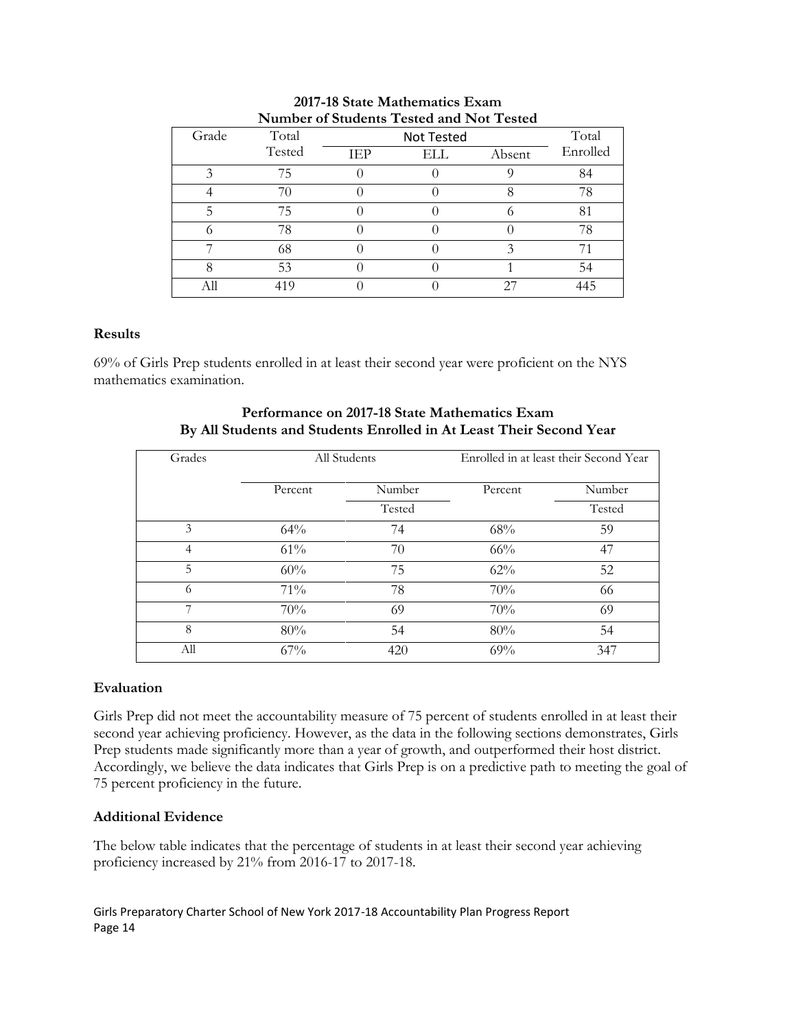**2017-18 State Mathematics Exam**
**Number of Students Tested and Not Tested**

| Grade | Total Tested | Not Tested | | | Total Enrolled |
|---|---|---|---|---|---|
| | | IEP | ELL | Absent | |
| 3 | 75 | 0 | 0 | 9 | 84 |
| 4 | 70 | 0 | 0 | 8 | 78 |
| 5 | 75 | 0 | 0 | 6 | 81 |
| 6 | 78 | 0 | 0 | 0 | 78 |
| 7 | 68 | 0 | 0 | 3 | 71 |
| 8 | 53 | 0 | 0 | 1 | 54 |
| All | 419 | 0 | 0 | 27 | 445 |

### Results

69% of Girls Prep students enrolled in at least their second year were proficient on the NYS mathematics examination.

**Performance on 2017-18 State Mathematics Exam**
**By All Students and Students Enrolled in At Least Their Second Year**

| Grades | All Students | | Enrolled in at least their Second Year | |
|---|---|---|---|---|
| | Percent | Number Tested | Percent | Number Tested |
| 3 | 64% | 74 | 68% | 59 |
| 4 | 61% | 70 | 66% | 47 |
| 5 | 60% | 75 | 62% | 52 |
| 6 | 71% | 78 | 70% | 66 |
| 7 | 70% | 69 | 70% | 69 |
| 8 | 80% | 54 | 80% | 54 |
| All | 67% | 420 | 69% | 347 |

### Evaluation

Girls Prep did not meet the accountability measure of 75 percent of students enrolled in at least their second year achieving proficiency. However, as the data in the following sections demonstrates, Girls Prep students made significantly more than a year of growth, and outperformed their host district. Accordingly, we believe the data indicates that Girls Prep is on a predictive path to meeting the goal of 75 percent proficiency in the future.

### Additional Evidence

The below table indicates that the percentage of students in at least their second year achieving proficiency increased by 21% from 2016-17 to 2017-18.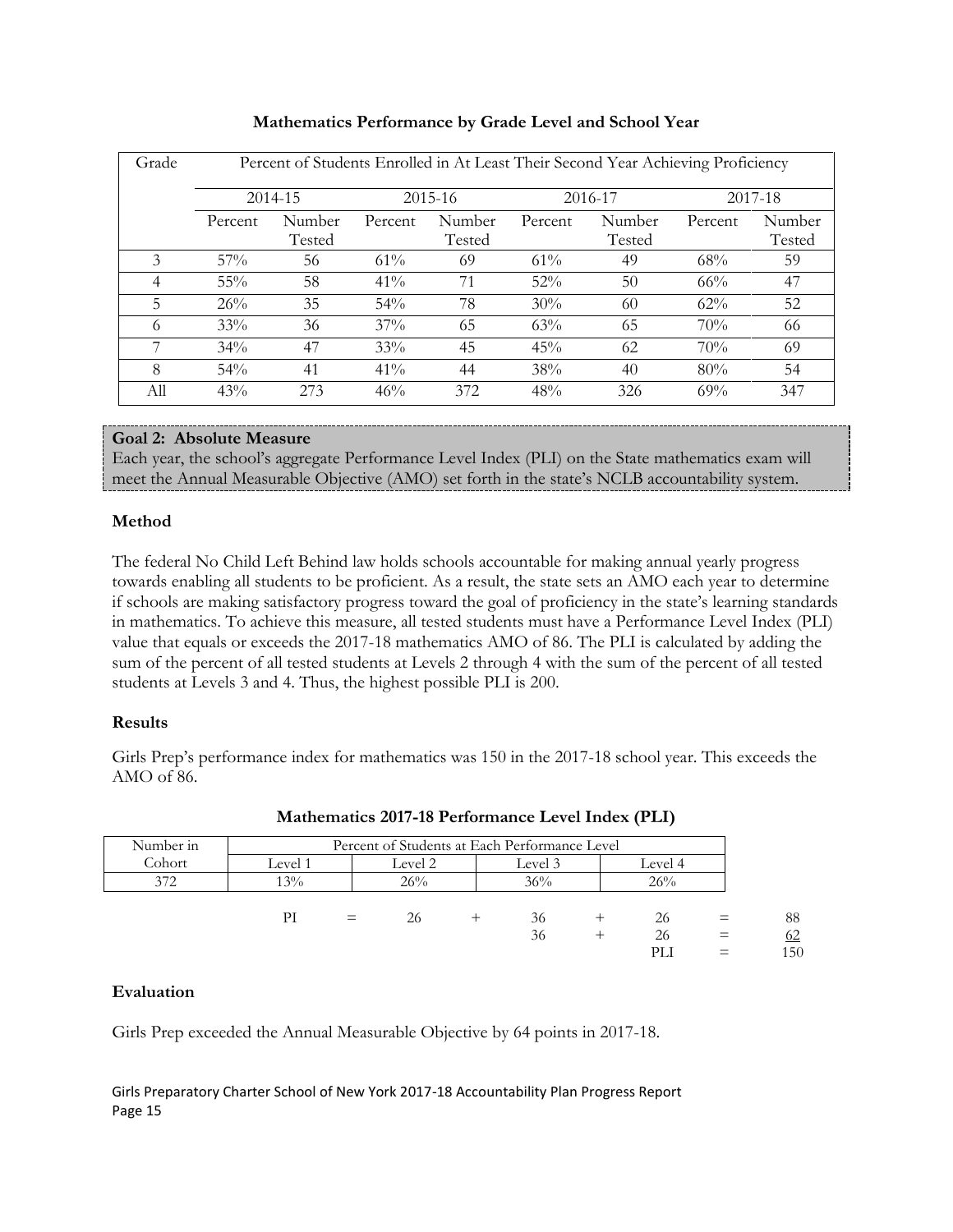**Mathematics Performance by Grade Level and School Year**

| Grade | Percent of Students Enrolled in At Least Their Second Year Achieving Proficiency | | | | | | | |
|---|---|---|---|---|---|---|---|---|
| | 2014-15 | | 2015-16 | | 2016-17 | | 2017-18 | |
| | Percent | Number Tested | Percent | Number Tested | Percent | Number Tested | Percent | Number Tested |
| 3 | 57% | 56 | 61% | 69 | 61% | 49 | 68% | 59 |
| 4 | 55% | 58 | 41% | 71 | 52% | 50 | 66% | 47 |
| 5 | 26% | 35 | 54% | 78 | 30% | 60 | 62% | 52 |
| 6 | 33% | 36 | 37% | 65 | 63% | 65 | 70% | 66 |
| 7 | 34% | 47 | 33% | 45 | 45% | 62 | 70% | 69 |
| 8 | 54% | 41 | 41% | 44 | 38% | 40 | 80% | 54 |
| All | 43% | 273 | 46% | 372 | 48% | 326 | 69% | 347 |

**Goal 2: Absolute Measure**
Each year, the school's aggregate Performance Level Index (PLI) on the State mathematics exam will meet the Annual Measurable Objective (AMO) set forth in the state's NCLB accountability system.

**Method**

The federal No Child Left Behind law holds schools accountable for making annual yearly progress towards enabling all students to be proficient. As a result, the state sets an AMO each year to determine if schools are making satisfactory progress toward the goal of proficiency in the state's learning standards in mathematics. To achieve this measure, all tested students must have a Performance Level Index (PLI) value that equals or exceeds the 2017-18 mathematics AMO of 86. The PLI is calculated by adding the sum of the percent of all tested students at Levels 2 through 4 with the sum of the percent of all tested students at Levels 3 and 4. Thus, the highest possible PLI is 200.

**Results**

Girls Prep's performance index for mathematics was 150 in the 2017-18 school year. This exceeds the AMO of 86.

**Mathematics 2017-18 Performance Level Index (PLI)**

| Number in Cohort | Percent of Students at Each Performance Level | | | |
|---|---|---|---|---|
| | Level 1 | Level 2 | Level 3 | Level 4 |
| 372 | 13% | 26% | 36% | 26% |

| | | | | | | | | |
|---|---|---|---|---|---|---|---|---|
| PI | = | 26 | + | 36 | + | 26 | = | 88 |
| | | | | 36 | + | 26 | = | 62 |
| | | | | | | PLI | = | 150 |

**Evaluation**

Girls Prep exceeded the Annual Measurable Objective by 64 points in 2017-18.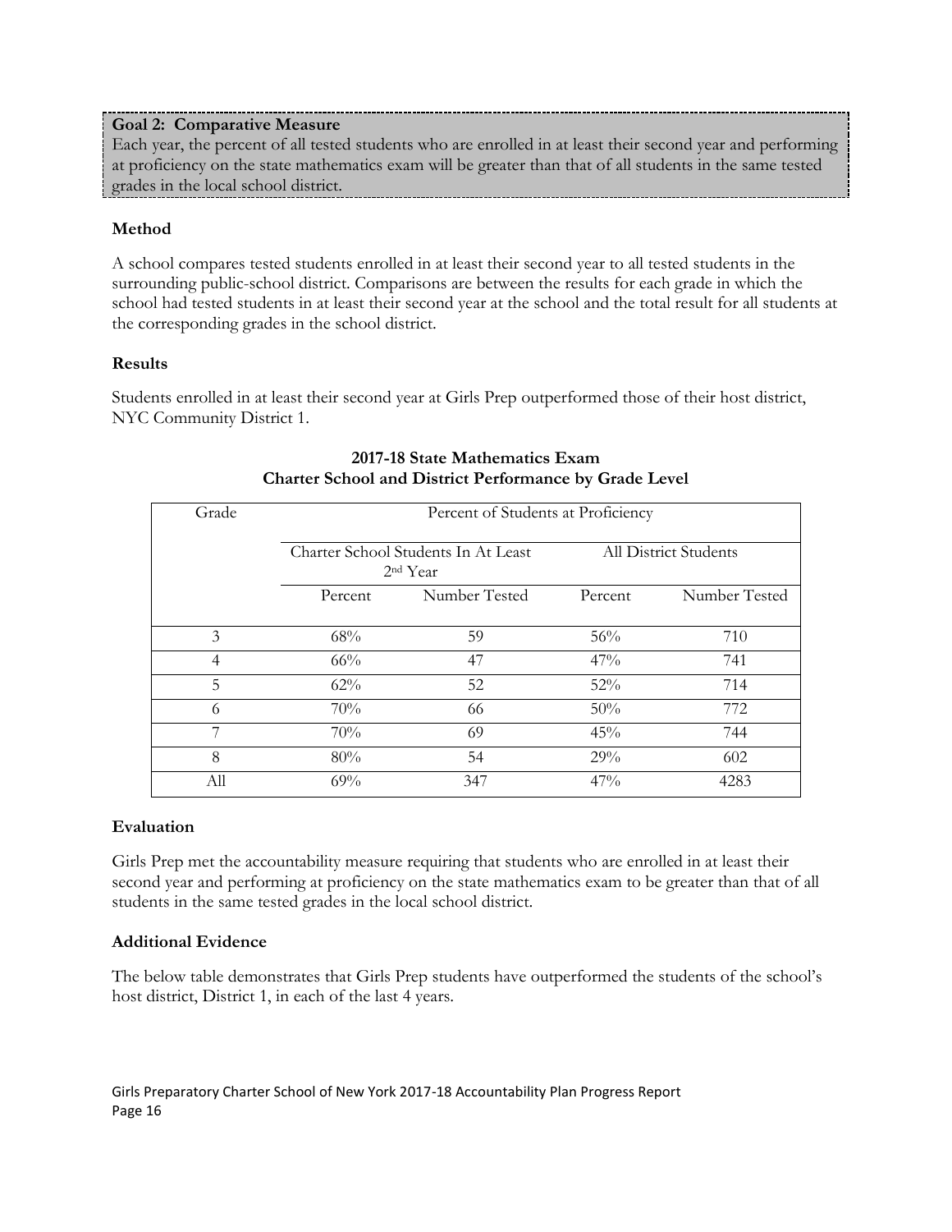**Goal 2: Comparative Measure**

Each year, the percent of all tested students who are enrolled in at least their second year and performing at proficiency on the state mathematics exam will be greater than that of all students in the same tested grades in the local school district.

### Method

A school compares tested students enrolled in at least their second year to all tested students in the surrounding public-school district. Comparisons are between the results for each grade in which the school had tested students in at least their second year at the school and the total result for all students at the corresponding grades in the school district.

### Results

Students enrolled in at least their second year at Girls Prep outperformed those of their host district, NYC Community District 1.

**2017-18 State Mathematics Exam**
**Charter School and District Performance by Grade Level**

| Grade | Percent of Students at Proficiency | | | |
|---|---|---|---|---|
| | Charter School Students In At Least 2nd Year | | All District Students | |
| | Percent | Number Tested | Percent | Number Tested |
| 3 | 68% | 59 | 56% | 710 |
| 4 | 66% | 47 | 47% | 741 |
| 5 | 62% | 52 | 52% | 714 |
| 6 | 70% | 66 | 50% | 772 |
| 7 | 70% | 69 | 45% | 744 |
| 8 | 80% | 54 | 29% | 602 |
| All | 69% | 347 | 47% | 4283 |

### Evaluation

Girls Prep met the accountability measure requiring that students who are enrolled in at least their second year and performing at proficiency on the state mathematics exam to be greater than that of all students in the same tested grades in the local school district.

### Additional Evidence

The below table demonstrates that Girls Prep students have outperformed the students of the school's host district, District 1, in each of the last 4 years.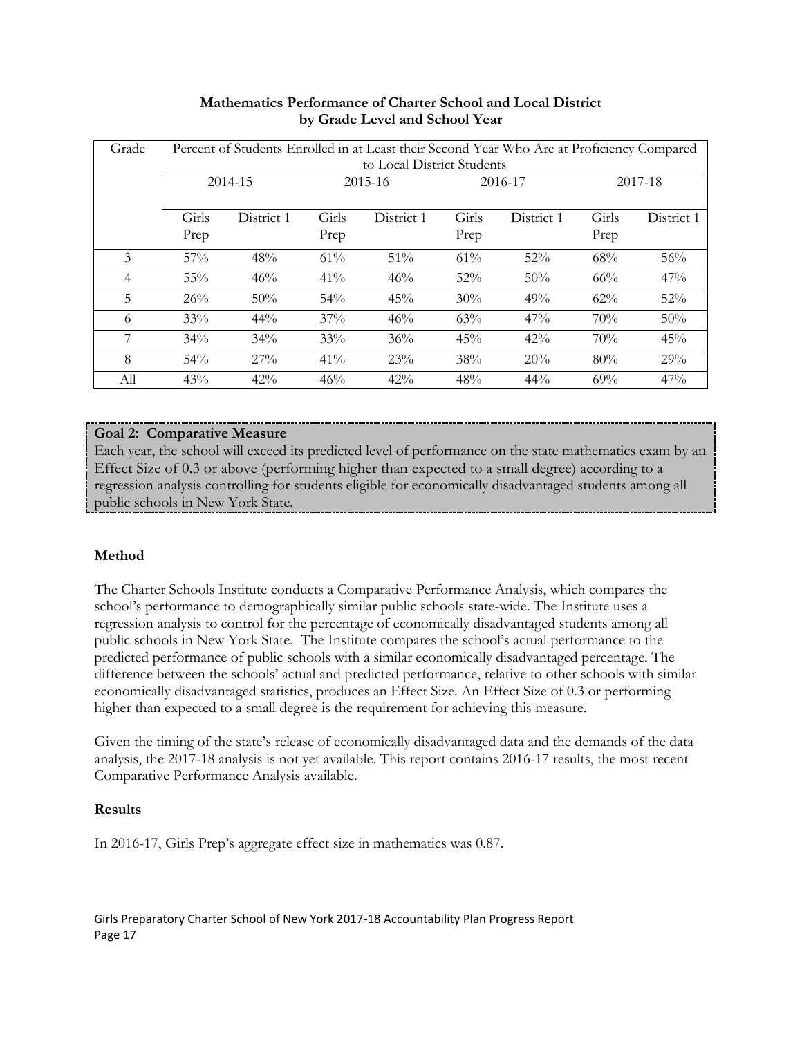**Mathematics Performance of Charter School and Local District by Grade Level and School Year**

| Grade | Percent of Students Enrolled in at Least their Second Year Who Are at Proficiency Compared to Local District Students | | | | | | | |
|---|---|---|---|---|---|---|---|---|
| | 2014-15 | | 2015-16 | | 2016-17 | | 2017-18 | |
| | Girls Prep | District 1 | Girls Prep | District 1 | Girls Prep | District 1 | Girls Prep | District 1 |
| 3 | 57% | 48% | 61% | 51% | 61% | 52% | 68% | 56% |
| 4 | 55% | 46% | 41% | 46% | 52% | 50% | 66% | 47% |
| 5 | 26% | 50% | 54% | 45% | 30% | 49% | 62% | 52% |
| 6 | 33% | 44% | 37% | 46% | 63% | 47% | 70% | 50% |
| 7 | 34% | 34% | 33% | 36% | 45% | 42% | 70% | 45% |
| 8 | 54% | 27% | 41% | 23% | 38% | 20% | 80% | 29% |
| All | 43% | 42% | 46% | 42% | 48% | 44% | 69% | 47% |

**Goal 2: Comparative Measure**

Each year, the school will exceed its predicted level of performance on the state mathematics exam by an Effect Size of 0.3 or above (performing higher than expected to a small degree) according to a regression analysis controlling for students eligible for economically disadvantaged students among all public schools in New York State.

**Method**

The Charter Schools Institute conducts a Comparative Performance Analysis, which compares the school's performance to demographically similar public schools state-wide. The Institute uses a regression analysis to control for the percentage of economically disadvantaged students among all public schools in New York State. The Institute compares the school's actual performance to the predicted performance of public schools with a similar economically disadvantaged percentage. The difference between the schools' actual and predicted performance, relative to other schools with similar economically disadvantaged statistics, produces an Effect Size. An Effect Size of 0.3 or performing higher than expected to a small degree is the requirement for achieving this measure.

Given the timing of the state's release of economically disadvantaged data and the demands of the data analysis, the 2017-18 analysis is not yet available. This report contains 2016-17 results, the most recent Comparative Performance Analysis available.

**Results**

In 2016-17, Girls Prep's aggregate effect size in mathematics was 0.87.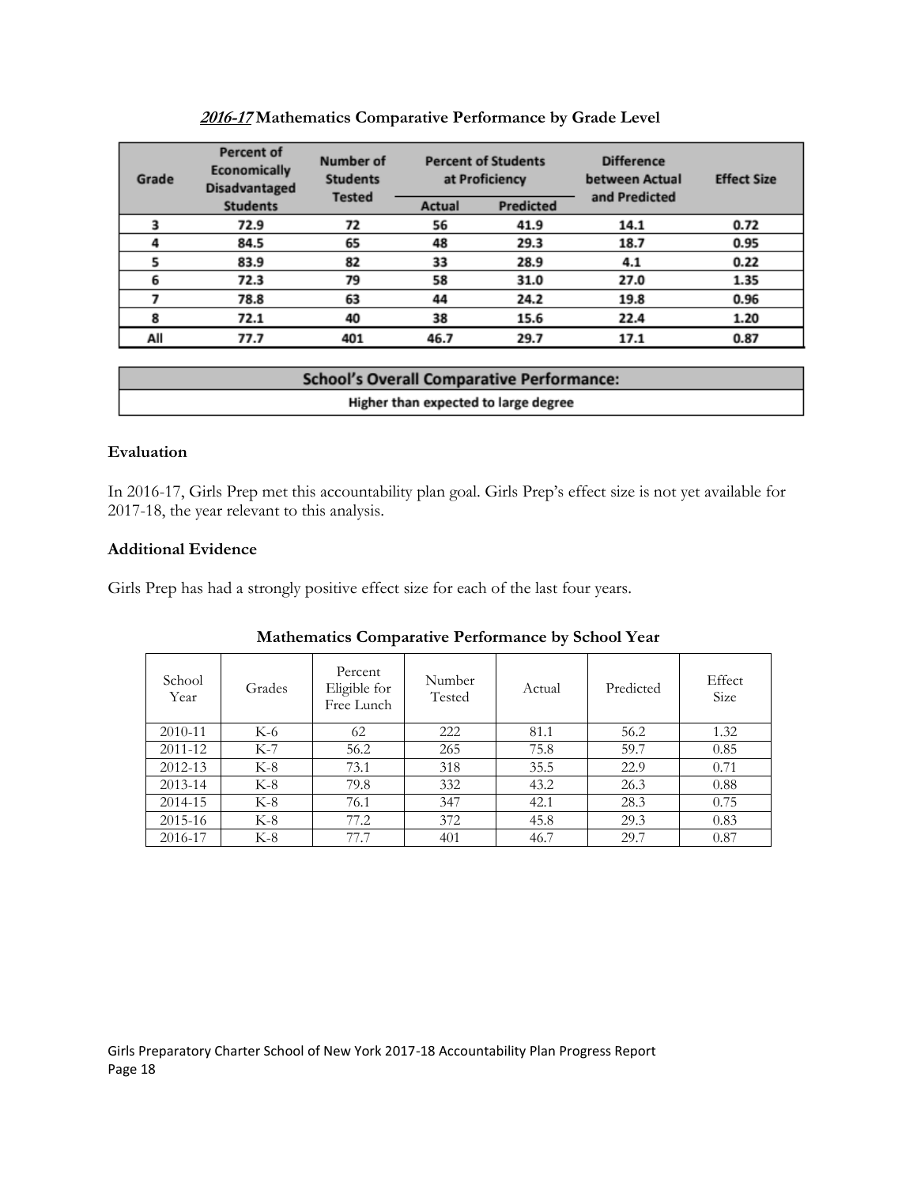**<u>*2016-17*</u> Mathematics Comparative Performance by Grade Level**

| Grade | Percent of Economically Disadvantaged Students | Number of Students Tested | Percent of Students at Proficiency | | Difference between Actual and Predicted | Effect Size |
|---|---|---|---|---|---|---|
| | | | Actual | Predicted | | |
| 3 | 72.9 | 72 | 56 | 41.9 | 14.1 | 0.72 |
| 4 | 84.5 | 65 | 48 | 29.3 | 18.7 | 0.95 |
| 5 | 83.9 | 82 | 33 | 28.9 | 4.1 | 0.22 |
| 6 | 72.3 | 79 | 58 | 31.0 | 27.0 | 1.35 |
| 7 | 78.8 | 63 | 44 | 24.2 | 19.8 | 0.96 |
| 8 | 72.1 | 40 | 38 | 15.6 | 22.4 | 1.20 |
| All | 77.7 | 401 | 46.7 | 29.7 | 17.1 | 0.87 |

| School's Overall Comparative Performance: |
|---|
| Higher than expected to large degree |

### Evaluation

In 2016-17, Girls Prep met this accountability plan goal. Girls Prep's effect size is not yet available for 2017-18, the year relevant to this analysis.

### Additional Evidence

Girls Prep has had a strongly positive effect size for each of the last four years.

**Mathematics Comparative Performance by School Year**

| School Year | Grades | Percent Eligible for Free Lunch | Number Tested | Actual | Predicted | Effect Size |
|---|---|---|---|---|---|---|
| 2010-11 | K-6 | 62 | 222 | 81.1 | 56.2 | 1.32 |
| 2011-12 | K-7 | 56.2 | 265 | 75.8 | 59.7 | 0.85 |
| 2012-13 | K-8 | 73.1 | 318 | 35.5 | 22.9 | 0.71 |
| 2013-14 | K-8 | 79.8 | 332 | 43.2 | 26.3 | 0.88 |
| 2014-15 | K-8 | 76.1 | 347 | 42.1 | 28.3 | 0.75 |
| 2015-16 | K-8 | 77.2 | 372 | 45.8 | 29.3 | 0.83 |
| 2016-17 | K-8 | 77.7 | 401 | 46.7 | 29.7 | 0.87 |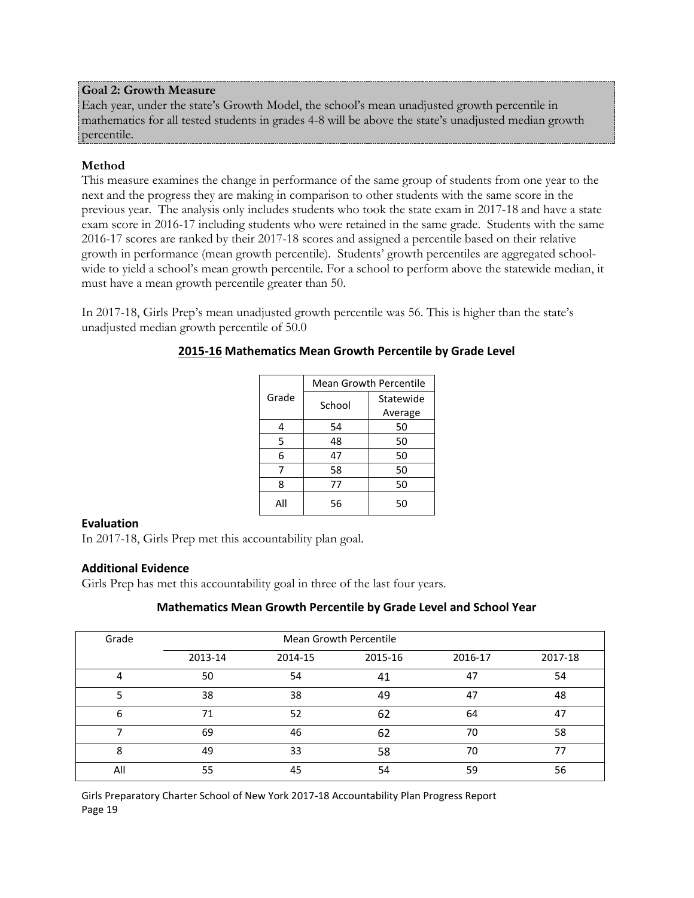**Goal 2: Growth Measure**

Each year, under the state's Growth Model, the school's mean unadjusted growth percentile in mathematics for all tested students in grades 4-8 will be above the state's unadjusted median growth percentile.

### Method

This measure examines the change in performance of the same group of students from one year to the next and the progress they are making in comparison to other students with the same score in the previous year. The analysis only includes students who took the state exam in 2017-18 and have a state exam score in 2016-17 including students who were retained in the same grade. Students with the same 2016-17 scores are ranked by their 2017-18 scores and assigned a percentile based on their relative growth in performance (mean growth percentile). Students' growth percentiles are aggregated school-wide to yield a school's mean growth percentile. For a school to perform above the statewide median, it must have a mean growth percentile greater than 50.

In 2017-18, Girls Prep's mean unadjusted growth percentile was 56. This is higher than the state's unadjusted median growth percentile of 50.0

**2015-16 Mathematics Mean Growth Percentile by Grade Level**

| Grade | Mean Growth Percentile | |
|---|---|---|
| | School | Statewide Average |
| 4 | 54 | 50 |
| 5 | 48 | 50 |
| 6 | 47 | 50 |
| 7 | 58 | 50 |
| 8 | 77 | 50 |
| All | 56 | 50 |

### Evaluation

In 2017-18, Girls Prep met this accountability plan goal.

### Additional Evidence

Girls Prep has met this accountability goal in three of the last four years.

**Mathematics Mean Growth Percentile by Grade Level and School Year**

| Grade | Mean Growth Percentile | | | | |
|---|---|---|---|---|---|
| | 2013-14 | 2014-15 | 2015-16 | 2016-17 | 2017-18 |
| 4 | 50 | 54 | 41 | 47 | 54 |
| 5 | 38 | 38 | 49 | 47 | 48 |
| 6 | 71 | 52 | 62 | 64 | 47 |
| 7 | 69 | 46 | 62 | 70 | 58 |
| 8 | 49 | 33 | 58 | 70 | 77 |
| All | 55 | 45 | 54 | 59 | 56 |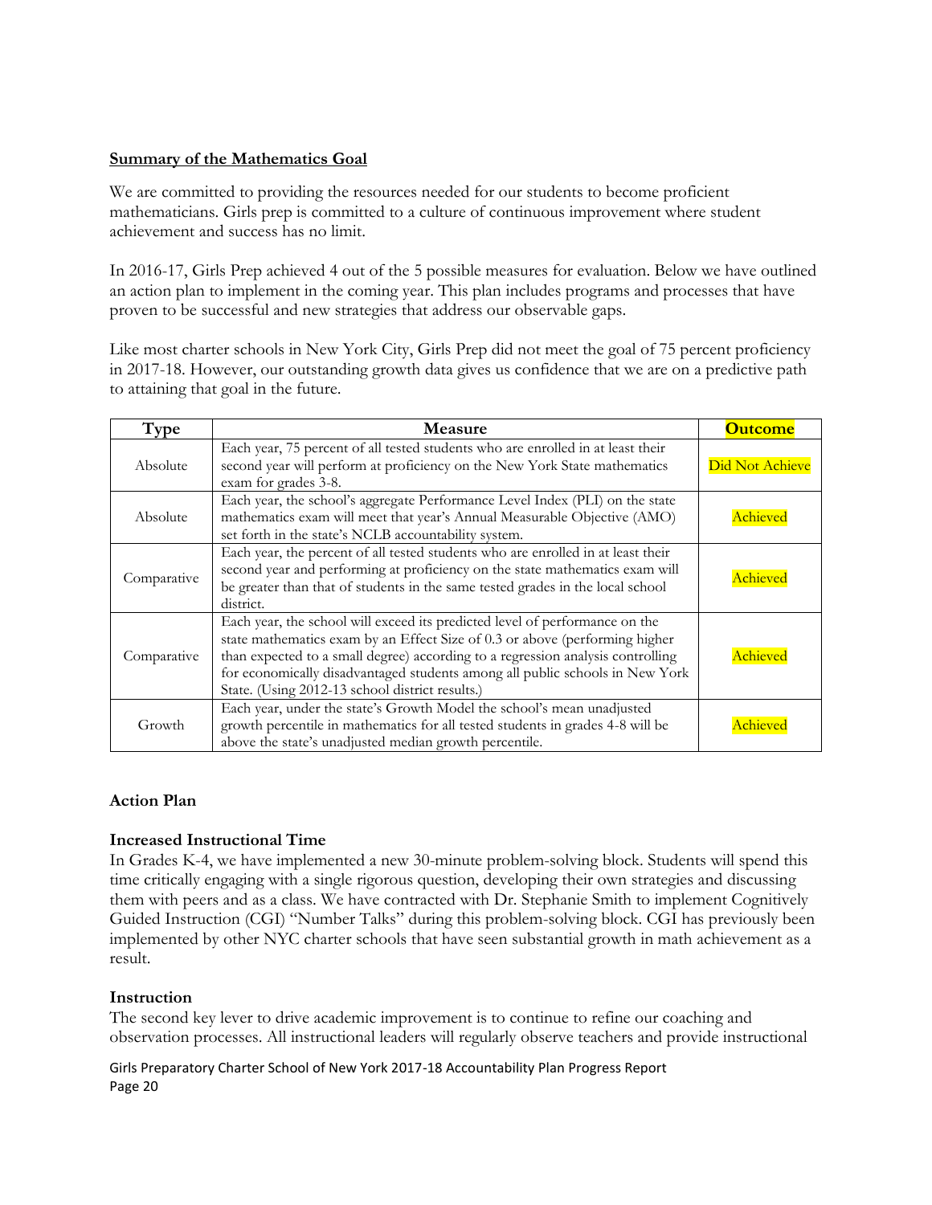## Summary of the Mathematics Goal

We are committed to providing the resources needed for our students to become proficient mathematicians. Girls prep is committed to a culture of continuous improvement where student achievement and success has no limit.

In 2016-17, Girls Prep achieved 4 out of the 5 possible measures for evaluation. Below we have outlined an action plan to implement in the coming year. This plan includes programs and processes that have proven to be successful and new strategies that address our observable gaps.

Like most charter schools in New York City, Girls Prep did not meet the goal of 75 percent proficiency in 2017-18. However, our outstanding growth data gives us confidence that we are on a predictive path to attaining that goal in the future.

| Type | Measure | Outcome |
|---|---|---|
| Absolute | Each year, 75 percent of all tested students who are enrolled in at least their second year will perform at proficiency on the New York State mathematics exam for grades 3-8. | Did Not Achieve |
| Absolute | Each year, the school's aggregate Performance Level Index (PLI) on the state mathematics exam will meet that year's Annual Measurable Objective (AMO) set forth in the state's NCLB accountability system. | Achieved |
| Comparative | Each year, the percent of all tested students who are enrolled in at least their second year and performing at proficiency on the state mathematics exam will be greater than that of students in the same tested grades in the local school district. | Achieved |
| Comparative | Each year, the school will exceed its predicted level of performance on the state mathematics exam by an Effect Size of 0.3 or above (performing higher than expected to a small degree) according to a regression analysis controlling for economically disadvantaged students among all public schools in New York State. (Using 2012-13 school district results.) | Achieved |
| Growth | Each year, under the state's Growth Model the school's mean unadjusted growth percentile in mathematics for all tested students in grades 4-8 will be above the state's unadjusted median growth percentile. | Achieved |

### Action Plan

#### Increased Instructional Time

In Grades K-4, we have implemented a new 30-minute problem-solving block. Students will spend this time critically engaging with a single rigorous question, developing their own strategies and discussing them with peers and as a class. We have contracted with Dr. Stephanie Smith to implement Cognitively Guided Instruction (CGI) "Number Talks" during this problem-solving block. CGI has previously been implemented by other NYC charter schools that have seen substantial growth in math achievement as a result.

#### Instruction

The second key lever to drive academic improvement is to continue to refine our coaching and observation processes. All instructional leaders will regularly observe teachers and provide instructional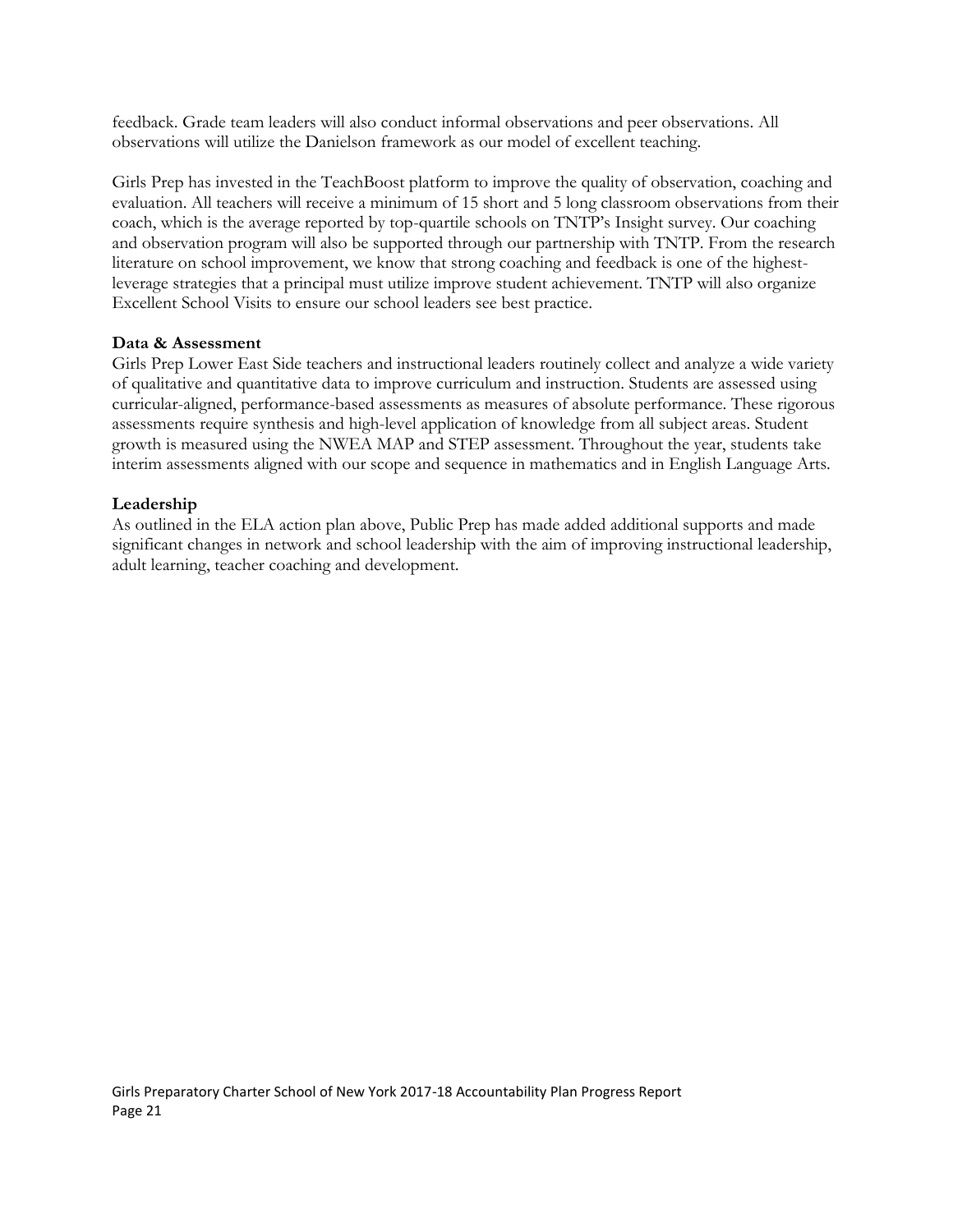feedback. Grade team leaders will also conduct informal observations and peer observations. All observations will utilize the Danielson framework as our model of excellent teaching.

Girls Prep has invested in the TeachBoost platform to improve the quality of observation, coaching and evaluation. All teachers will receive a minimum of 15 short and 5 long classroom observations from their coach, which is the average reported by top-quartile schools on TNTP's Insight survey. Our coaching and observation program will also be supported through our partnership with TNTP. From the research literature on school improvement, we know that strong coaching and feedback is one of the highest-leverage strategies that a principal must utilize improve student achievement. TNTP will also organize Excellent School Visits to ensure our school leaders see best practice.

**Data & Assessment**

Girls Prep Lower East Side teachers and instructional leaders routinely collect and analyze a wide variety of qualitative and quantitative data to improve curriculum and instruction. Students are assessed using curricular-aligned, performance-based assessments as measures of absolute performance. These rigorous assessments require synthesis and high-level application of knowledge from all subject areas. Student growth is measured using the NWEA MAP and STEP assessment. Throughout the year, students take interim assessments aligned with our scope and sequence in mathematics and in English Language Arts.

**Leadership**

As outlined in the ELA action plan above, Public Prep has made added additional supports and made significant changes in network and school leadership with the aim of improving instructional leadership, adult learning, teacher coaching and development.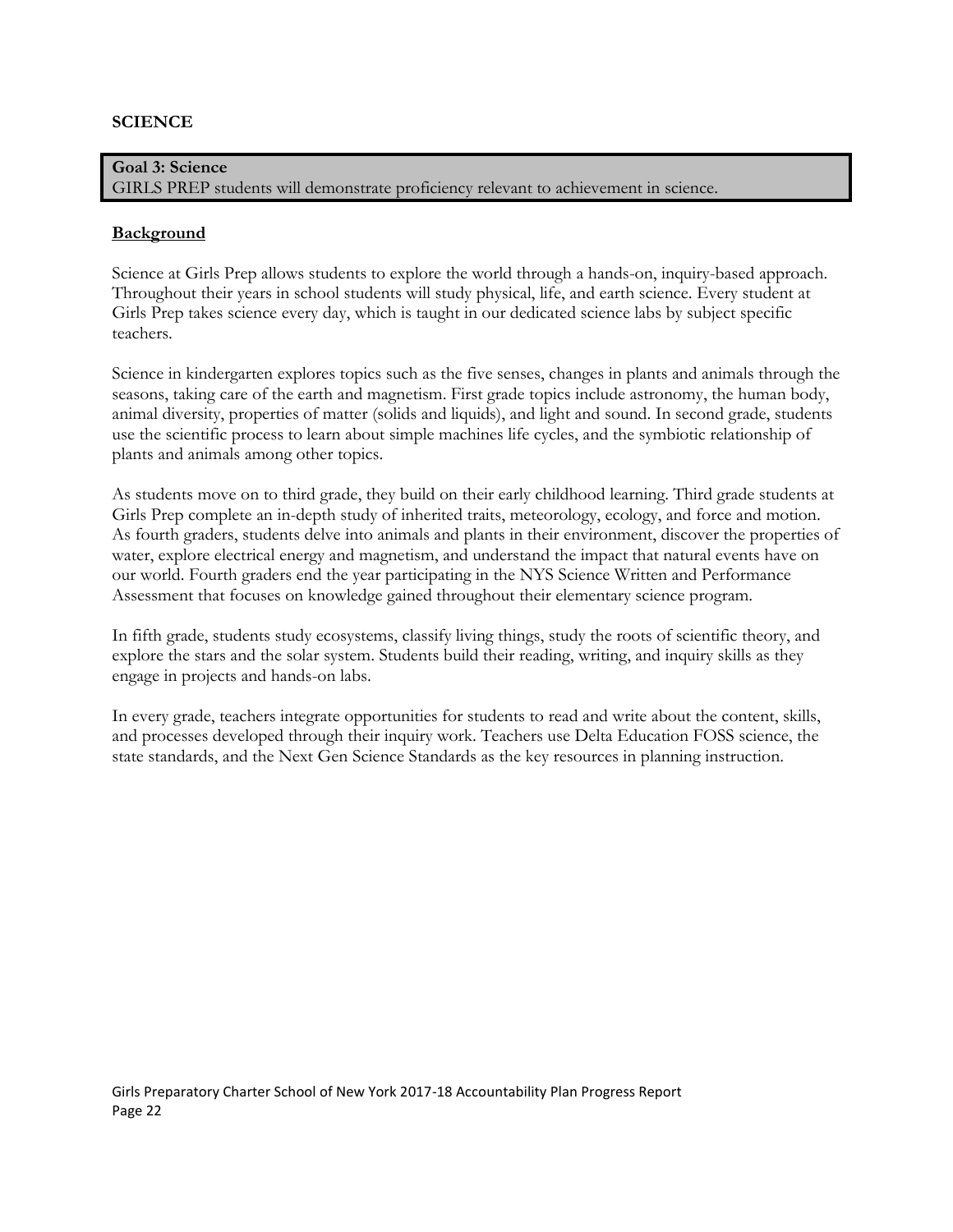## SCIENCE

**Goal 3: Science**
GIRLS PREP students will demonstrate proficiency relevant to achievement in science.

### Background

Science at Girls Prep allows students to explore the world through a hands-on, inquiry-based approach. Throughout their years in school students will study physical, life, and earth science. Every student at Girls Prep takes science every day, which is taught in our dedicated science labs by subject specific teachers.

Science in kindergarten explores topics such as the five senses, changes in plants and animals through the seasons, taking care of the earth and magnetism. First grade topics include astronomy, the human body, animal diversity, properties of matter (solids and liquids), and light and sound. In second grade, students use the scientific process to learn about simple machines life cycles, and the symbiotic relationship of plants and animals among other topics.

As students move on to third grade, they build on their early childhood learning. Third grade students at Girls Prep complete an in-depth study of inherited traits, meteorology, ecology, and force and motion. As fourth graders, students delve into animals and plants in their environment, discover the properties of water, explore electrical energy and magnetism, and understand the impact that natural events have on our world. Fourth graders end the year participating in the NYS Science Written and Performance Assessment that focuses on knowledge gained throughout their elementary science program.

In fifth grade, students study ecosystems, classify living things, study the roots of scientific theory, and explore the stars and the solar system. Students build their reading, writing, and inquiry skills as they engage in projects and hands-on labs.

In every grade, teachers integrate opportunities for students to read and write about the content, skills, and processes developed through their inquiry work. Teachers use Delta Education FOSS science, the state standards, and the Next Gen Science Standards as the key resources in planning instruction.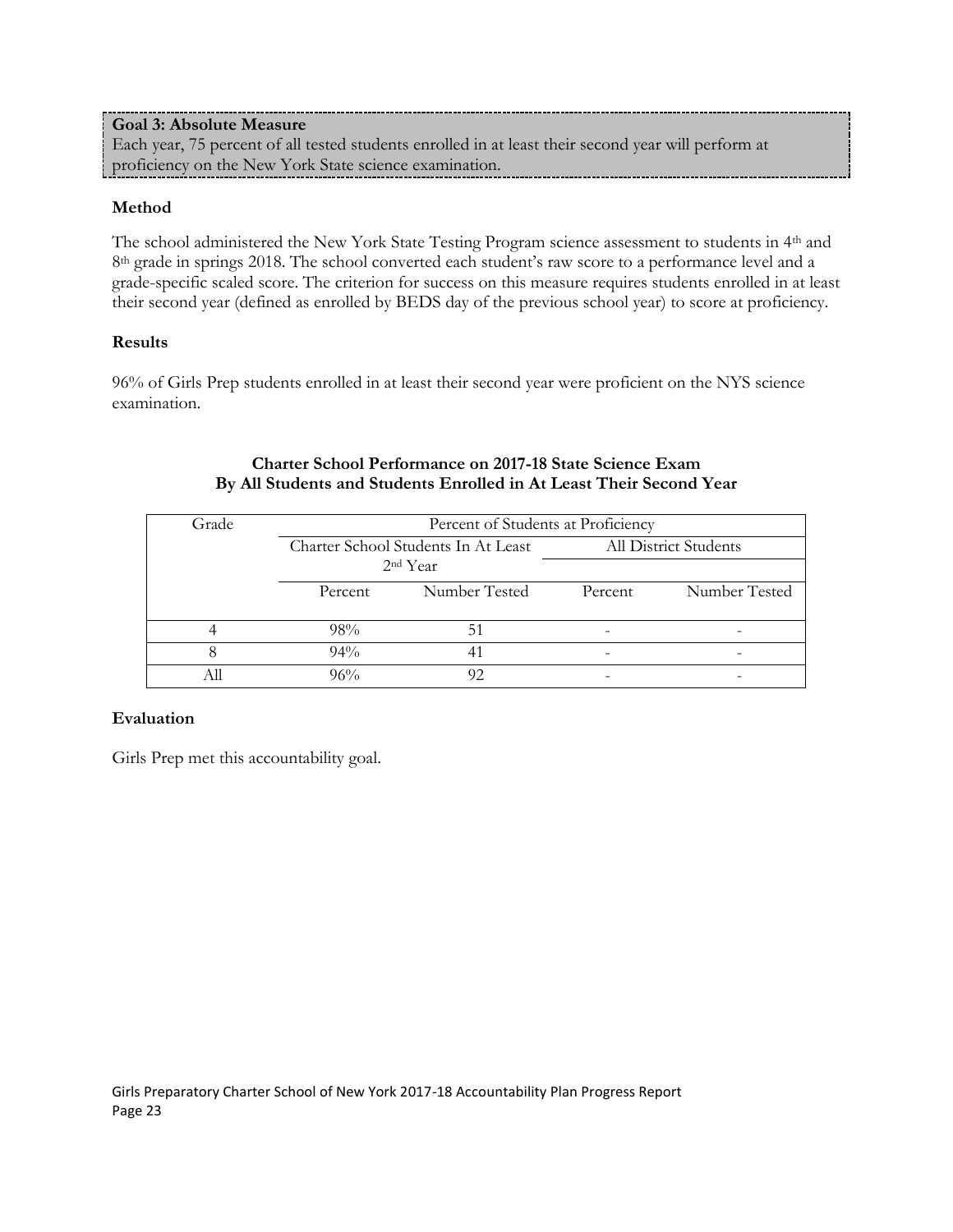**Goal 3: Absolute Measure**

Each year, 75 percent of all tested students enrolled in at least their second year will perform at proficiency on the New York State science examination.

### Method

The school administered the New York State Testing Program science assessment to students in 4th and 8th grade in springs 2018. The school converted each student's raw score to a performance level and a grade-specific scaled score. The criterion for success on this measure requires students enrolled in at least their second year (defined as enrolled by BEDS day of the previous school year) to score at proficiency.

### Results

96% of Girls Prep students enrolled in at least their second year were proficient on the NYS science examination.

**Charter School Performance on 2017-18 State Science Exam**
**By All Students and Students Enrolled in At Least Their Second Year**

| Grade | Percent of Students at Proficiency | | | |
|---|---|---|---|---|
| | Charter School Students In At Least 2nd Year | | All District Students | |
| | Percent | Number Tested | Percent | Number Tested |
| 4 | 98% | 51 | - | - |
| 8 | 94% | 41 | - | - |
| All | 96% | 92 | - | - |

### Evaluation

Girls Prep met this accountability goal.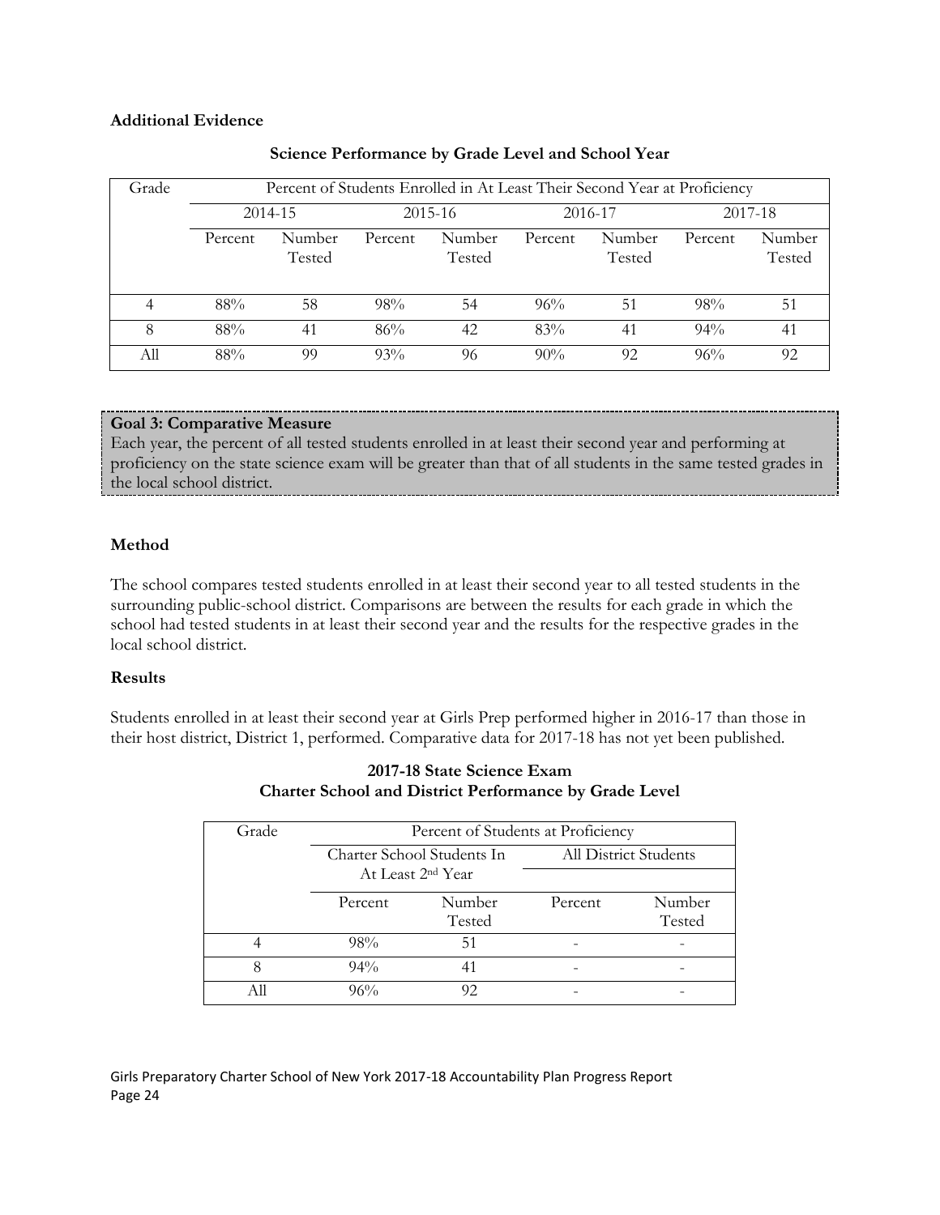**Additional Evidence**

**Science Performance by Grade Level and School Year**

| Grade | Percent of Students Enrolled in At Least Their Second Year at Proficiency | | | | | | | |
|---|---|---|---|---|---|---|---|---|
| | 2014-15 | | 2015-16 | | 2016-17 | | 2017-18 | |
| | Percent | Number Tested | Percent | Number Tested | Percent | Number Tested | Percent | Number Tested |
| 4 | 88% | 58 | 98% | 54 | 96% | 51 | 98% | 51 |
| 8 | 88% | 41 | 86% | 42 | 83% | 41 | 94% | 41 |
| All | 88% | 99 | 93% | 96 | 90% | 92 | 96% | 92 |

**Goal 3: Comparative Measure**
Each year, the percent of all tested students enrolled in at least their second year and performing at proficiency on the state science exam will be greater than that of all students in the same tested grades in the local school district.

**Method**

The school compares tested students enrolled in at least their second year to all tested students in the surrounding public-school district. Comparisons are between the results for each grade in which the school had tested students in at least their second year and the results for the respective grades in the local school district.

**Results**

Students enrolled in at least their second year at Girls Prep performed higher in 2016-17 than those in their host district, District 1, performed. Comparative data for 2017-18 has not yet been published.

**2017-18 State Science Exam**
**Charter School and District Performance by Grade Level**

| Grade | Percent of Students at Proficiency | | | |
|---|---|---|---|---|
| | Charter School Students In At Least 2nd Year | | All District Students | |
| | Percent | Number Tested | Percent | Number Tested |
| 4 | 98% | 51 | - | - |
| 8 | 94% | 41 | - | - |
| All | 96% | 92 | - | - |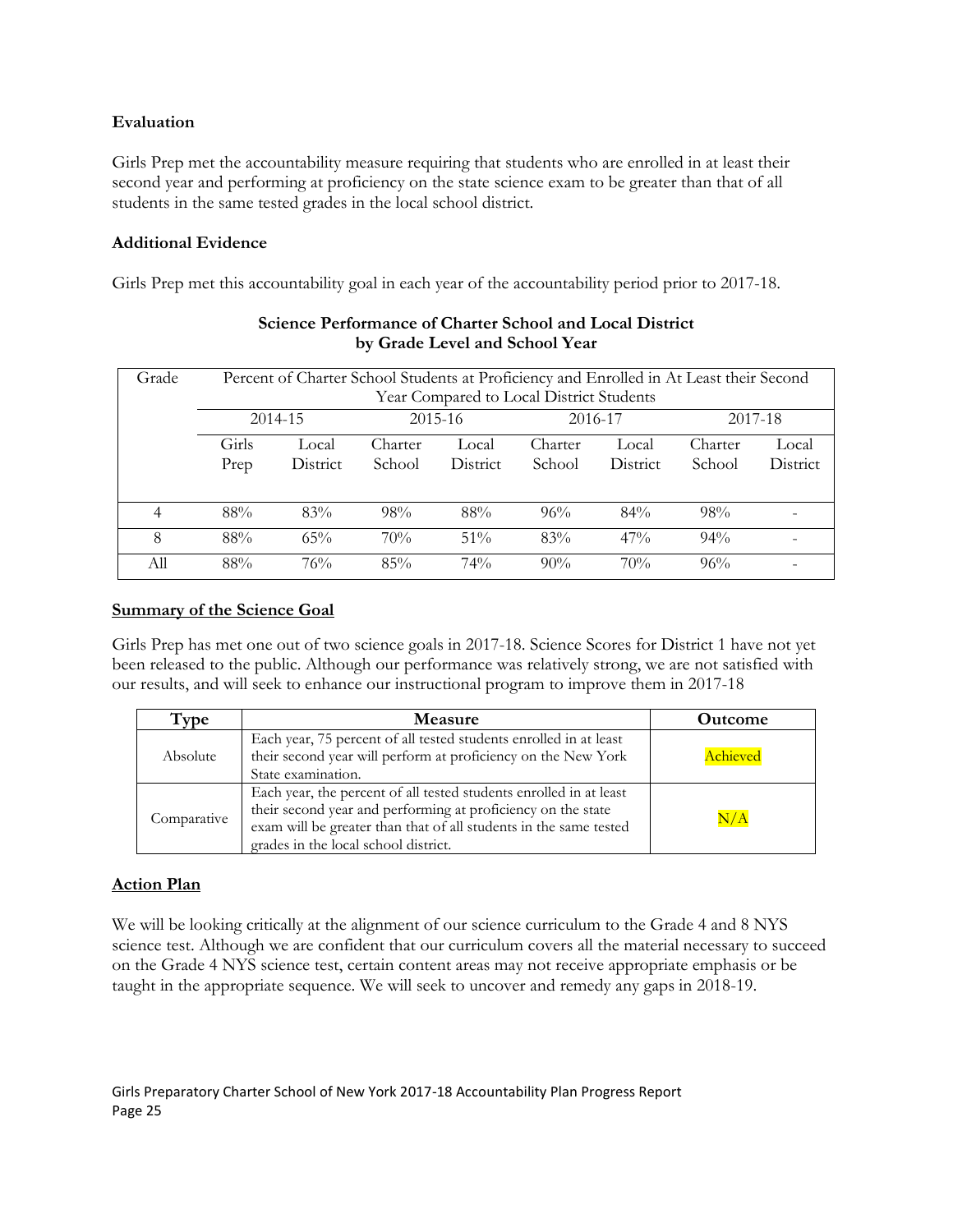**Evaluation**

Girls Prep met the accountability measure requiring that students who are enrolled in at least their second year and performing at proficiency on the state science exam to be greater than that of all students in the same tested grades in the local school district.

**Additional Evidence**

Girls Prep met this accountability goal in each year of the accountability period prior to 2017-18.

**Science Performance of Charter School and Local District by Grade Level and School Year**

| Grade | Percent of Charter School Students at Proficiency and Enrolled in At Least their Second Year Compared to Local District Students | | | | | | | |
|---|---|---|---|---|---|---|---|---|
| | 2014-15 | | 2015-16 | | 2016-17 | | 2017-18 | |
| | Girls Prep | Local District | Charter School | Local District | Charter School | Local District | Charter School | Local District |
| 4 | 88% | 83% | 98% | 88% | 96% | 84% | 98% | - |
| 8 | 88% | 65% | 70% | 51% | 83% | 47% | 94% | - |
| All | 88% | 76% | 85% | 74% | 90% | 70% | 96% | - |

**Summary of the Science Goal**

Girls Prep has met one out of two science goals in 2017-18. Science Scores for District 1 have not yet been released to the public. Although our performance was relatively strong, we are not satisfied with our results, and will seek to enhance our instructional program to improve them in 2017-18

| Type | Measure | Outcome |
|---|---|---|
| Absolute | Each year, 75 percent of all tested students enrolled in at least their second year will perform at proficiency on the New York State examination. | Achieved |
| Comparative | Each year, the percent of all tested students enrolled in at least their second year and performing at proficiency on the state exam will be greater than that of all students in the same tested grades in the local school district. | N/A |

**Action Plan**

We will be looking critically at the alignment of our science curriculum to the Grade 4 and 8 NYS science test. Although we are confident that our curriculum covers all the material necessary to succeed on the Grade 4 NYS science test, certain content areas may not receive appropriate emphasis or be taught in the appropriate sequence. We will seek to uncover and remedy any gaps in 2018-19.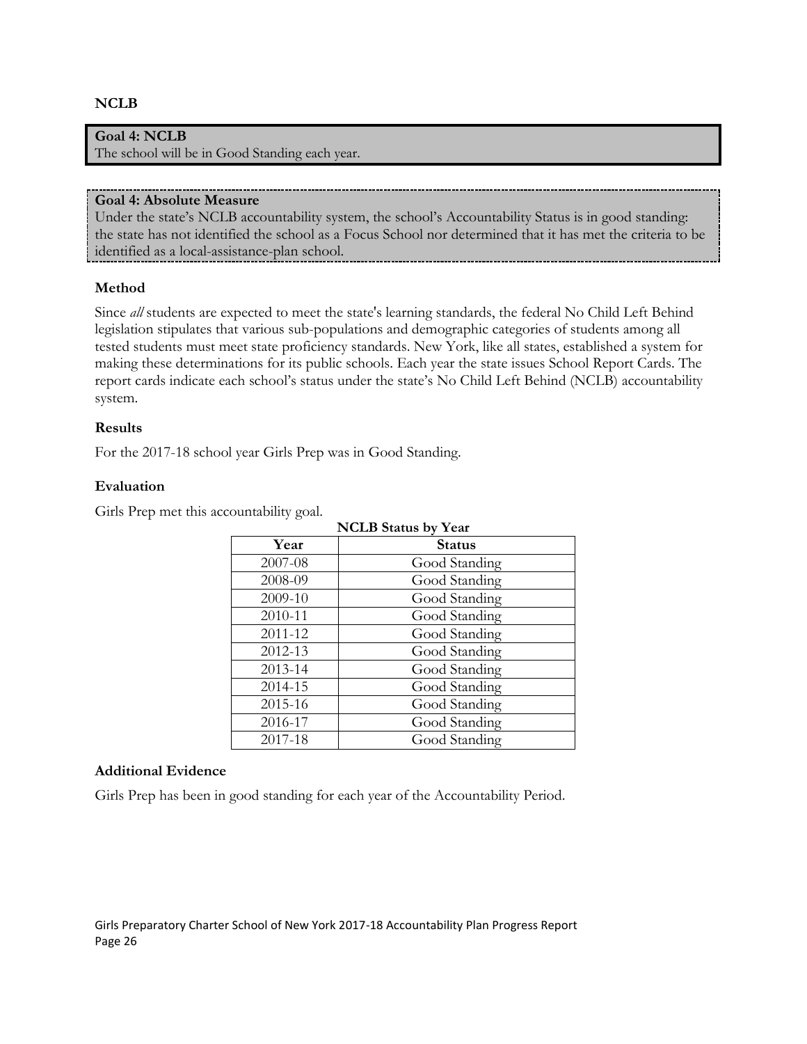## NCLB

**Goal 4: NCLB**
The school will be in Good Standing each year.

**Goal 4: Absolute Measure**
Under the state's NCLB accountability system, the school's Accountability Status is in good standing: the state has not identified the school as a Focus School nor determined that it has met the criteria to be identified as a local-assistance-plan school.

### Method

Since *all* students are expected to meet the state's learning standards, the federal No Child Left Behind legislation stipulates that various sub-populations and demographic categories of students among all tested students must meet state proficiency standards. New York, like all states, established a system for making these determinations for its public schools. Each year the state issues School Report Cards. The report cards indicate each school's status under the state's No Child Left Behind (NCLB) accountability system.

### Results

For the 2017-18 school year Girls Prep was in Good Standing.

### Evaluation

Girls Prep met this accountability goal.

**NCLB Status by Year**

| Year | Status |
|---|---|
| 2007-08 | Good Standing |
| 2008-09 | Good Standing |
| 2009-10 | Good Standing |
| 2010-11 | Good Standing |
| 2011-12 | Good Standing |
| 2012-13 | Good Standing |
| 2013-14 | Good Standing |
| 2014-15 | Good Standing |
| 2015-16 | Good Standing |
| 2016-17 | Good Standing |
| 2017-18 | Good Standing |

### Additional Evidence

Girls Prep has been in good standing for each year of the Accountability Period.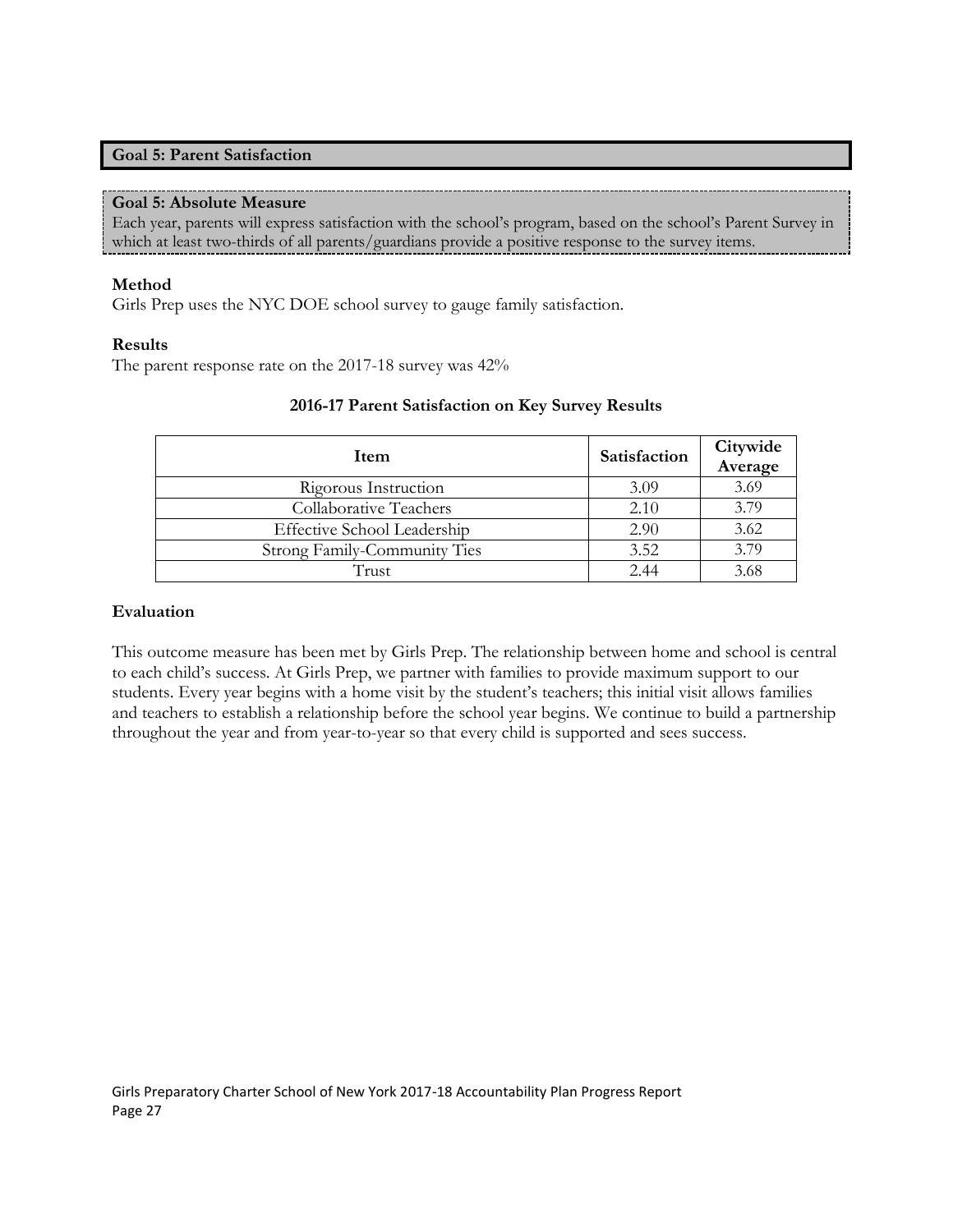## Goal 5: Parent Satisfaction

**Goal 5: Absolute Measure**

Each year, parents will express satisfaction with the school's program, based on the school's Parent Survey in which at least two-thirds of all parents/guardians provide a positive response to the survey items.

**Method**

Girls Prep uses the NYC DOE school survey to gauge family satisfaction.

**Results**

The parent response rate on the 2017-18 survey was 42%

**2016-17 Parent Satisfaction on Key Survey Results**

| Item | Satisfaction | Citywide Average |
|---|---|---|
| Rigorous Instruction | 3.09 | 3.69 |
| Collaborative Teachers | 2.10 | 3.79 |
| Effective School Leadership | 2.90 | 3.62 |
| Strong Family-Community Ties | 3.52 | 3.79 |
| Trust | 2.44 | 3.68 |

**Evaluation**

This outcome measure has been met by Girls Prep. The relationship between home and school is central to each child's success. At Girls Prep, we partner with families to provide maximum support to our students. Every year begins with a home visit by the student's teachers; this initial visit allows families and teachers to establish a relationship before the school year begins. We continue to build a partnership throughout the year and from year-to-year so that every child is supported and sees success.